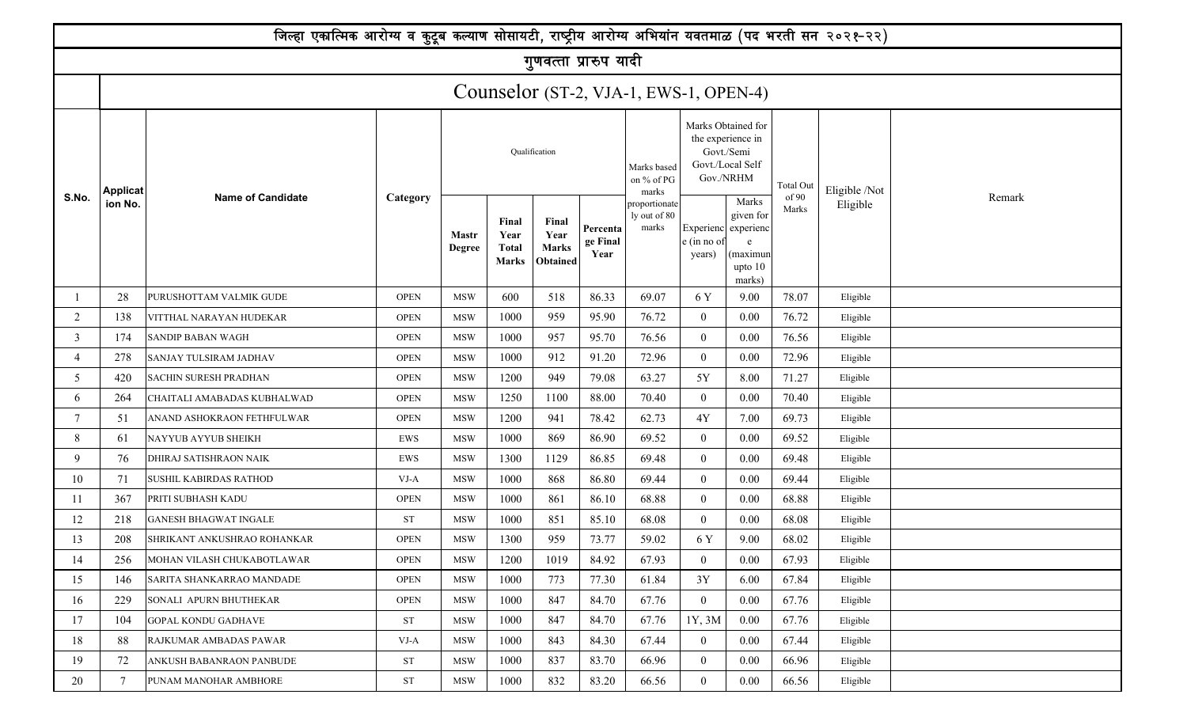# जिल्हा एकात्मिक आरोग्य व कुटूब कल्याण सोसायटी, राष्ट्रीय आरोग्य अभियांन यवतमाळ (पद भरती सन २०२१-२२)

## गुणवत्ता प्रारुप यादी

## Counselor (ST-2, VJA-1, EWS-1, OPEN-4)

| S.No. | Application No. | Name of Candidate | Category | Qualification | | | | Marks based on % of PG marks proportionately out of 80 marks | Marks Obtained for the experience in Govt./Semi Govt./Local Self Gov./NRHM | | Total Out of 90 Marks | Eligible /Not Eligible | Remark |
|---|---|---|---|---|---|---|---|---|---|---|---|---|---|
| | | | | Mastr Degree | Final Year Total Marks | Final Year Marks Obtained | Percentage Final Year | | Experience (in no of years) | Marks given for experience (maximun upto 10 marks) | | | |
| 1 | 28 | PURUSHOTTAM VALMIK GUDE | OPEN | MSW | 600 | 518 | 86.33 | 69.07 | 6 Y | 9.00 | 78.07 | Eligible | |
| 2 | 138 | VITTHAL NARAYAN HUDEKAR | OPEN | MSW | 1000 | 959 | 95.90 | 76.72 | 0 | 0.00 | 76.72 | Eligible | |
| 3 | 174 | SANDIP BABAN WAGH | OPEN | MSW | 1000 | 957 | 95.70 | 76.56 | 0 | 0.00 | 76.56 | Eligible | |
| 4 | 278 | SANJAY TULSIRAM JADHAV | OPEN | MSW | 1000 | 912 | 91.20 | 72.96 | 0 | 0.00 | 72.96 | Eligible | |
| 5 | 420 | SACHIN SURESH PRADHAN | OPEN | MSW | 1200 | 949 | 79.08 | 63.27 | 5Y | 8.00 | 71.27 | Eligible | |
| 6 | 264 | CHAITALI AMABADAS KUBHALWAD | OPEN | MSW | 1250 | 1100 | 88.00 | 70.40 | 0 | 0.00 | 70.40 | Eligible | |
| 7 | 51 | ANAND ASHOKRAON FETHFULWAR | OPEN | MSW | 1200 | 941 | 78.42 | 62.73 | 4Y | 7.00 | 69.73 | Eligible | |
| 8 | 61 | NAYYUB AYYUB SHEIKH | EWS | MSW | 1000 | 869 | 86.90 | 69.52 | 0 | 0.00 | 69.52 | Eligible | |
| 9 | 76 | DHIRAJ SATISHRAON NAIK | EWS | MSW | 1300 | 1129 | 86.85 | 69.48 | 0 | 0.00 | 69.48 | Eligible | |
| 10 | 71 | SUSHIL KABIRDAS RATHOD | VJ-A | MSW | 1000 | 868 | 86.80 | 69.44 | 0 | 0.00 | 69.44 | Eligible | |
| 11 | 367 | PRITI SUBHASH KADU | OPEN | MSW | 1000 | 861 | 86.10 | 68.88 | 0 | 0.00 | 68.88 | Eligible | |
| 12 | 218 | GANESH BHAGWAT INGALE | ST | MSW | 1000 | 851 | 85.10 | 68.08 | 0 | 0.00 | 68.08 | Eligible | |
| 13 | 208 | SHRIKANT ANKUSHRAO ROHANKAR | OPEN | MSW | 1300 | 959 | 73.77 | 59.02 | 6 Y | 9.00 | 68.02 | Eligible | |
| 14 | 256 | MOHAN VILASH CHUKABOTLAWAR | OPEN | MSW | 1200 | 1019 | 84.92 | 67.93 | 0 | 0.00 | 67.93 | Eligible | |
| 15 | 146 | SARITA SHANKARRAO MANDADE | OPEN | MSW | 1000 | 773 | 77.30 | 61.84 | 3Y | 6.00 | 67.84 | Eligible | |
| 16 | 229 | SONALI APURN BHUTHEKAR | OPEN | MSW | 1000 | 847 | 84.70 | 67.76 | 0 | 0.00 | 67.76 | Eligible | |
| 17 | 104 | GOPAL KONDU GADHAVE | ST | MSW | 1000 | 847 | 84.70 | 67.76 | 1Y, 3M | 0.00 | 67.76 | Eligible | |
| 18 | 88 | RAJKUMAR AMBADAS PAWAR | VJ-A | MSW | 1000 | 843 | 84.30 | 67.44 | 0 | 0.00 | 67.44 | Eligible | |
| 19 | 72 | ANKUSH BABANRAON PANBUDE | ST | MSW | 1000 | 837 | 83.70 | 66.96 | 0 | 0.00 | 66.96 | Eligible | |
| 20 | 7 | PUNAM MANOHAR AMBHORE | ST | MSW | 1000 | 832 | 83.20 | 66.56 | 0 | 0.00 | 66.56 | Eligible | |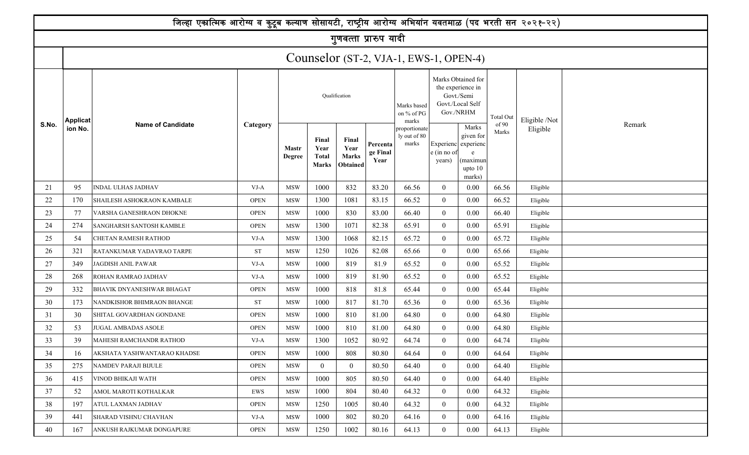# जिल्हा एकात्मिक आरोग्य व कुटूब कल्याण सोसायटी, राष्ट्रीय आरोग्य अभियांन यवतमाळ (पद भरती सन २०२१-२२)

## गुणवत्ता प्रारुप यादी

### Counselor (ST-2, VJA-1, EWS-1, OPEN-4)

| S.No. | Application No. | Name of Candidate | Category | Qualification | | | | Marks based on % of PG marks proportionately out of 80 marks | Marks Obtained for the experience in Govt./Semi Govt./Local Self Gov./NRHM | | Total Out of 90 Marks | Eligible /Not Eligible | Remark |
|---|---|---|---|---|---|---|---|---|---|---|---|---|---|
| | | | | Mastr Degree | Final Year Total Marks | Final Year Marks Obtained | Percentage Final Year | | Experience (in no of years) | Marks given for experience (maximun upto 10 marks) | | | |
| 21 | 95 | INDAL ULHAS JADHAV | VJ-A | MSW | 1000 | 832 | 83.20 | 66.56 | 0 | 0.00 | 66.56 | Eligible | |
| 22 | 170 | SHAILESH ASHOKRAON KAMBALE | OPEN | MSW | 1300 | 1081 | 83.15 | 66.52 | 0 | 0.00 | 66.52 | Eligible | |
| 23 | 77 | VARSHA GANESHRAON DHOKNE | OPEN | MSW | 1000 | 830 | 83.00 | 66.40 | 0 | 0.00 | 66.40 | Eligible | |
| 24 | 274 | SANGHARSH SANTOSH KAMBLE | OPEN | MSW | 1300 | 1071 | 82.38 | 65.91 | 0 | 0.00 | 65.91 | Eligible | |
| 25 | 54 | CHETAN RAMESH RATHOD | VJ-A | MSW | 1300 | 1068 | 82.15 | 65.72 | 0 | 0.00 | 65.72 | Eligible | |
| 26 | 321 | RATANKUMAR YADAVRAO TARPE | ST | MSW | 1250 | 1026 | 82.08 | 65.66 | 0 | 0.00 | 65.66 | Eligible | |
| 27 | 349 | JAGDISH ANIL PAWAR | VJ-A | MSW | 1000 | 819 | 81.9 | 65.52 | 0 | 0.00 | 65.52 | Eligible | |
| 28 | 268 | ROHAN RAMRAO JADHAV | VJ-A | MSW | 1000 | 819 | 81.90 | 65.52 | 0 | 0.00 | 65.52 | Eligible | |
| 29 | 332 | BHAVIK DNYANESHWAR BHAGAT | OPEN | MSW | 1000 | 818 | 81.8 | 65.44 | 0 | 0.00 | 65.44 | Eligible | |
| 30 | 173 | NANDKISHOR BHIMRAON BHANGE | ST | MSW | 1000 | 817 | 81.70 | 65.36 | 0 | 0.00 | 65.36 | Eligible | |
| 31 | 30 | SHITAL GOVARDHAN GONDANE | OPEN | MSW | 1000 | 810 | 81.00 | 64.80 | 0 | 0.00 | 64.80 | Eligible | |
| 32 | 53 | JUGAL AMBADAS ASOLE | OPEN | MSW | 1000 | 810 | 81.00 | 64.80 | 0 | 0.00 | 64.80 | Eligible | |
| 33 | 39 | MAHESH RAMCHANDR RATHOD | VJ-A | MSW | 1300 | 1052 | 80.92 | 64.74 | 0 | 0.00 | 64.74 | Eligible | |
| 34 | 16 | AKSHATA YASHWANTARAO KHADSE | OPEN | MSW | 1000 | 808 | 80.80 | 64.64 | 0 | 0.00 | 64.64 | Eligible | |
| 35 | 275 | NAMDEV PARAJI BIJULE | OPEN | MSW | 0 | 0 | 80.50 | 64.40 | 0 | 0.00 | 64.40 | Eligible | |
| 36 | 415 | VINOD BHIKAJI WATH | OPEN | MSW | 1000 | 805 | 80.50 | 64.40 | 0 | 0.00 | 64.40 | Eligible | |
| 37 | 52 | AMOL MAROTI KOTHALKAR | EWS | MSW | 1000 | 804 | 80.40 | 64.32 | 0 | 0.00 | 64.32 | Eligible | |
| 38 | 197 | ATUL LAXMAN JADHAV | OPEN | MSW | 1250 | 1005 | 80.40 | 64.32 | 0 | 0.00 | 64.32 | Eligible | |
| 39 | 441 | SHARAD VISHNU CHAVHAN | VJ-A | MSW | 1000 | 802 | 80.20 | 64.16 | 0 | 0.00 | 64.16 | Eligible | |
| 40 | 167 | ANKUSH RAJKUMAR DONGAPURE | OPEN | MSW | 1250 | 1002 | 80.16 | 64.13 | 0 | 0.00 | 64.13 | Eligible | |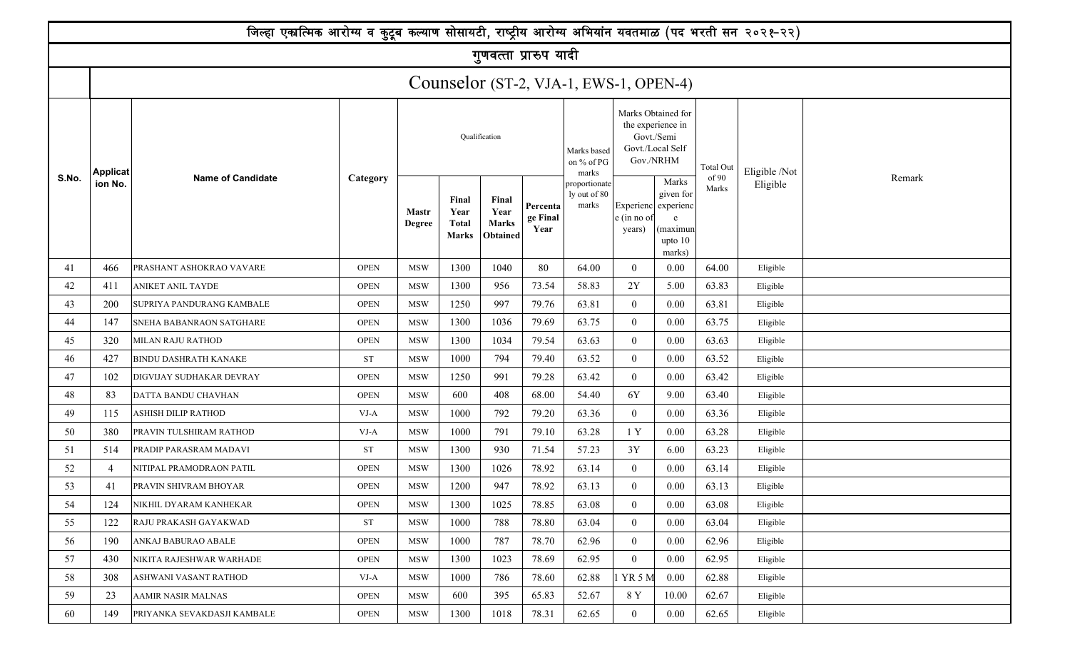# जिल्हा एकात्मिक आरोग्य व कुटूब कल्याण सोसायटी, राष्ट्रीय आरोग्य अभियांन यवतमाळ (पद भरती सन २०२१-२२)

## गुणवत्ता प्रारुप यादी

### Counselor (ST-2, VJA-1, EWS-1, OPEN-4)

| S.No. | Application No. | Name of Candidate | Category | Qualification | | | | Marks based on % of PG marks proportionately out of 80 marks | Marks Obtained for the experience in Govt./Semi Govt./Local Self Gov./NRHM | | Total Out of 90 Marks | Eligible /Not Eligible | Remark |
|---|---|---|---|---|---|---|---|---|---|---|---|---|---|
| | | | | Mastr Degree | Final Year Total Marks | Final Year Marks Obtained | Percentage Final Year | | Experience (in no of years) | Marks given for experience (maximun upto 10 marks) | | | |
| 41 | 466 | PRASHANT ASHOKRAO VAVARE | OPEN | MSW | 1300 | 1040 | 80 | 64.00 | 0 | 0.00 | 64.00 | Eligible | |
| 42 | 411 | ANIKET ANIL TAYDE | OPEN | MSW | 1300 | 956 | 73.54 | 58.83 | 2Y | 5.00 | 63.83 | Eligible | |
| 43 | 200 | SUPRIYA PANDURANG KAMBALE | OPEN | MSW | 1250 | 997 | 79.76 | 63.81 | 0 | 0.00 | 63.81 | Eligible | |
| 44 | 147 | SNEHA BABANRAON SATGHARE | OPEN | MSW | 1300 | 1036 | 79.69 | 63.75 | 0 | 0.00 | 63.75 | Eligible | |
| 45 | 320 | MILAN RAJU RATHOD | OPEN | MSW | 1300 | 1034 | 79.54 | 63.63 | 0 | 0.00 | 63.63 | Eligible | |
| 46 | 427 | BINDU DASHRATH KANAKE | ST | MSW | 1000 | 794 | 79.40 | 63.52 | 0 | 0.00 | 63.52 | Eligible | |
| 47 | 102 | DIGVIJAY SUDHAKAR DEVRAY | OPEN | MSW | 1250 | 991 | 79.28 | 63.42 | 0 | 0.00 | 63.42 | Eligible | |
| 48 | 83 | DATTA BANDU CHAVHAN | OPEN | MSW | 600 | 408 | 68.00 | 54.40 | 6Y | 9.00 | 63.40 | Eligible | |
| 49 | 115 | ASHISH DILIP RATHOD | VJ-A | MSW | 1000 | 792 | 79.20 | 63.36 | 0 | 0.00 | 63.36 | Eligible | |
| 50 | 380 | PRAVIN TULSHIRAM RATHOD | VJ-A | MSW | 1000 | 791 | 79.10 | 63.28 | 1 Y | 0.00 | 63.28 | Eligible | |
| 51 | 514 | PRADIP PARASRAM MADAVI | ST | MSW | 1300 | 930 | 71.54 | 57.23 | 3Y | 6.00 | 63.23 | Eligible | |
| 52 | 4 | NITIPAL PRAMODRAON PATIL | OPEN | MSW | 1300 | 1026 | 78.92 | 63.14 | 0 | 0.00 | 63.14 | Eligible | |
| 53 | 41 | PRAVIN SHIVRAM BHOYAR | OPEN | MSW | 1200 | 947 | 78.92 | 63.13 | 0 | 0.00 | 63.13 | Eligible | |
| 54 | 124 | NIKHIL DYARAM KANHEKAR | OPEN | MSW | 1300 | 1025 | 78.85 | 63.08 | 0 | 0.00 | 63.08 | Eligible | |
| 55 | 122 | RAJU PRAKASH GAYAKWAD | ST | MSW | 1000 | 788 | 78.80 | 63.04 | 0 | 0.00 | 63.04 | Eligible | |
| 56 | 190 | ANKAJ BABURAO ABALE | OPEN | MSW | 1000 | 787 | 78.70 | 62.96 | 0 | 0.00 | 62.96 | Eligible | |
| 57 | 430 | NIKITA RAJESHWAR WARHADE | OPEN | MSW | 1300 | 1023 | 78.69 | 62.95 | 0 | 0.00 | 62.95 | Eligible | |
| 58 | 308 | ASHWANI VASANT RATHOD | VJ-A | MSW | 1000 | 786 | 78.60 | 62.88 | 1 YR 5 M | 0.00 | 62.88 | Eligible | |
| 59 | 23 | AAMIR NASIR MALNAS | OPEN | MSW | 600 | 395 | 65.83 | 52.67 | 8 Y | 10.00 | 62.67 | Eligible | |
| 60 | 149 | PRIYANKA SEVAKDASJI KAMBALE | OPEN | MSW | 1300 | 1018 | 78.31 | 62.65 | 0 | 0.00 | 62.65 | Eligible | |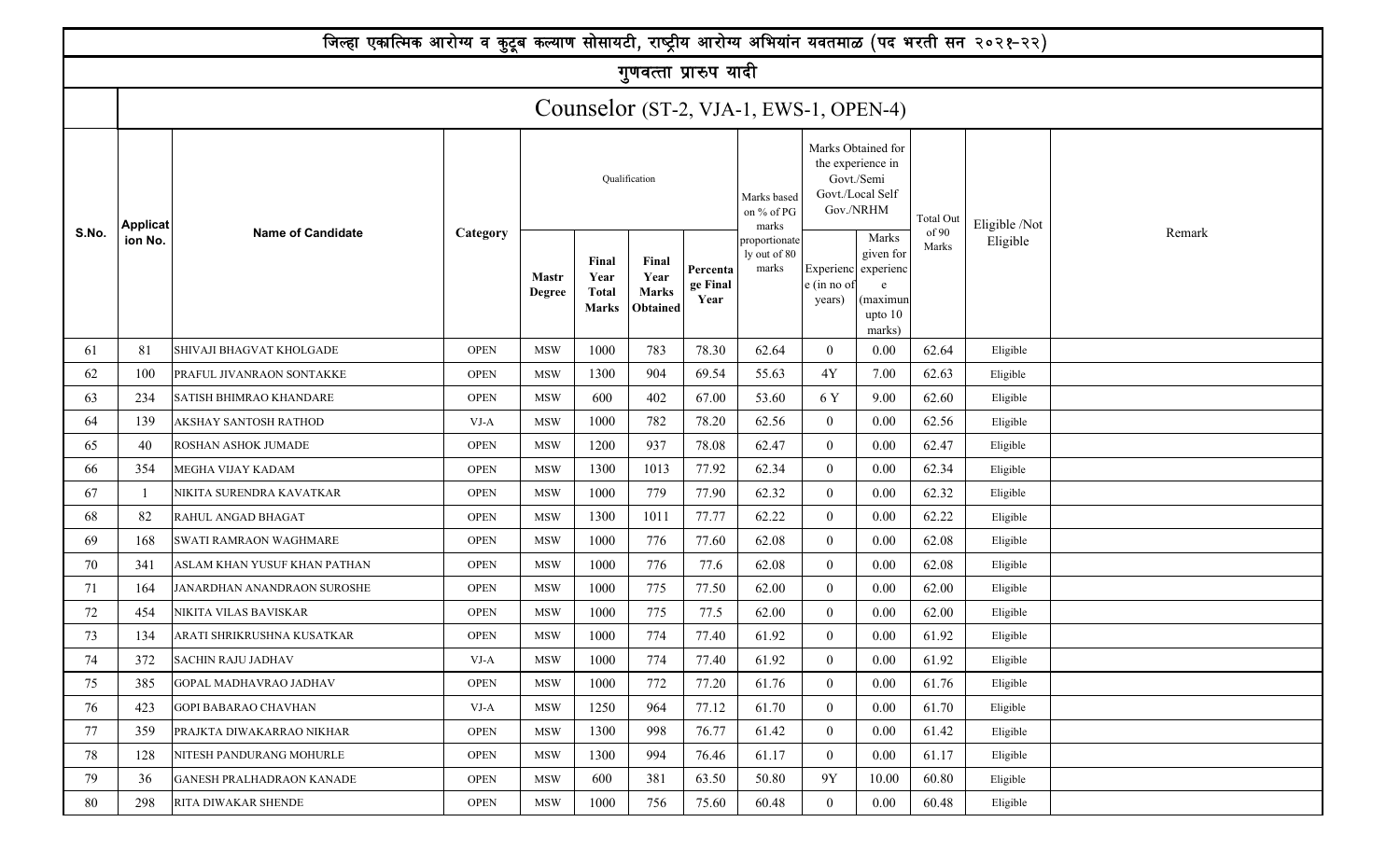# जिल्हा एकात्मिक आरोग्य व कुटूब कल्याण सोसायटी, राष्ट्रीय आरोग्य अभियांन यवतमाळ (पद भरती सन २०२१-२२)

## गुणवत्ता प्रारुप यादी

### Counselor (ST-2, VJA-1, EWS-1, OPEN-4)

| S.No. | Application No. | Name of Candidate | Category | Qualification | | | | Marks based on % of PG marks proportionately out of 80 marks | Marks Obtained for the experience in Govt./Semi Govt./Local Self Gov./NRHM | | Total Out of 90 Marks | Eligible /Not Eligible | Remark |
|---|---|---|---|---|---|---|---|---|---|---|---|---|---|
| | | | | Mastr Degree | Final Year Total Marks | Final Year Marks Obtained | Percentage Final Year | | Experience (in no of years) | Marks given for experience (maximun upto 10 marks) | | | |
| 61 | 81 | SHIVAJI BHAGVAT KHOLGADE | OPEN | MSW | 1000 | 783 | 78.30 | 62.64 | 0 | 0.00 | 62.64 | Eligible | |
| 62 | 100 | PRAFUL JIVANRAON SONTAKKE | OPEN | MSW | 1300 | 904 | 69.54 | 55.63 | 4Y | 7.00 | 62.63 | Eligible | |
| 63 | 234 | SATISH BHIMRAO KHANDARE | OPEN | MSW | 600 | 402 | 67.00 | 53.60 | 6 Y | 9.00 | 62.60 | Eligible | |
| 64 | 139 | AKSHAY SANTOSH RATHOD | VJ-A | MSW | 1000 | 782 | 78.20 | 62.56 | 0 | 0.00 | 62.56 | Eligible | |
| 65 | 40 | ROSHAN ASHOK JUMADE | OPEN | MSW | 1200 | 937 | 78.08 | 62.47 | 0 | 0.00 | 62.47 | Eligible | |
| 66 | 354 | MEGHA VIJAY KADAM | OPEN | MSW | 1300 | 1013 | 77.92 | 62.34 | 0 | 0.00 | 62.34 | Eligible | |
| 67 | 1 | NIKITA SURENDRA KAVATKAR | OPEN | MSW | 1000 | 779 | 77.90 | 62.32 | 0 | 0.00 | 62.32 | Eligible | |
| 68 | 82 | RAHUL ANGAD BHAGAT | OPEN | MSW | 1300 | 1011 | 77.77 | 62.22 | 0 | 0.00 | 62.22 | Eligible | |
| 69 | 168 | SWATI RAMRAON WAGHMARE | OPEN | MSW | 1000 | 776 | 77.60 | 62.08 | 0 | 0.00 | 62.08 | Eligible | |
| 70 | 341 | ASLAM KHAN YUSUF KHAN PATHAN | OPEN | MSW | 1000 | 776 | 77.6 | 62.08 | 0 | 0.00 | 62.08 | Eligible | |
| 71 | 164 | JANARDHAN ANANDRAON SUROSHE | OPEN | MSW | 1000 | 775 | 77.50 | 62.00 | 0 | 0.00 | 62.00 | Eligible | |
| 72 | 454 | NIKITA VILAS BAVISKAR | OPEN | MSW | 1000 | 775 | 77.5 | 62.00 | 0 | 0.00 | 62.00 | Eligible | |
| 73 | 134 | ARATI SHRIKRUSHNA KUSATKAR | OPEN | MSW | 1000 | 774 | 77.40 | 61.92 | 0 | 0.00 | 61.92 | Eligible | |
| 74 | 372 | SACHIN RAJU JADHAV | VJ-A | MSW | 1000 | 774 | 77.40 | 61.92 | 0 | 0.00 | 61.92 | Eligible | |
| 75 | 385 | GOPAL MADHAVRAO JADHAV | OPEN | MSW | 1000 | 772 | 77.20 | 61.76 | 0 | 0.00 | 61.76 | Eligible | |
| 76 | 423 | GOPI BABARAO CHAVHAN | VJ-A | MSW | 1250 | 964 | 77.12 | 61.70 | 0 | 0.00 | 61.70 | Eligible | |
| 77 | 359 | PRAJKTA DIWAKARRAO NIKHAR | OPEN | MSW | 1300 | 998 | 76.77 | 61.42 | 0 | 0.00 | 61.42 | Eligible | |
| 78 | 128 | NITESH PANDURANG MOHURLE | OPEN | MSW | 1300 | 994 | 76.46 | 61.17 | 0 | 0.00 | 61.17 | Eligible | |
| 79 | 36 | GANESH PRALHADRAON KANADE | OPEN | MSW | 600 | 381 | 63.50 | 50.80 | 9Y | 10.00 | 60.80 | Eligible | |
| 80 | 298 | RITA DIWAKAR SHENDE | OPEN | MSW | 1000 | 756 | 75.60 | 60.48 | 0 | 0.00 | 60.48 | Eligible | |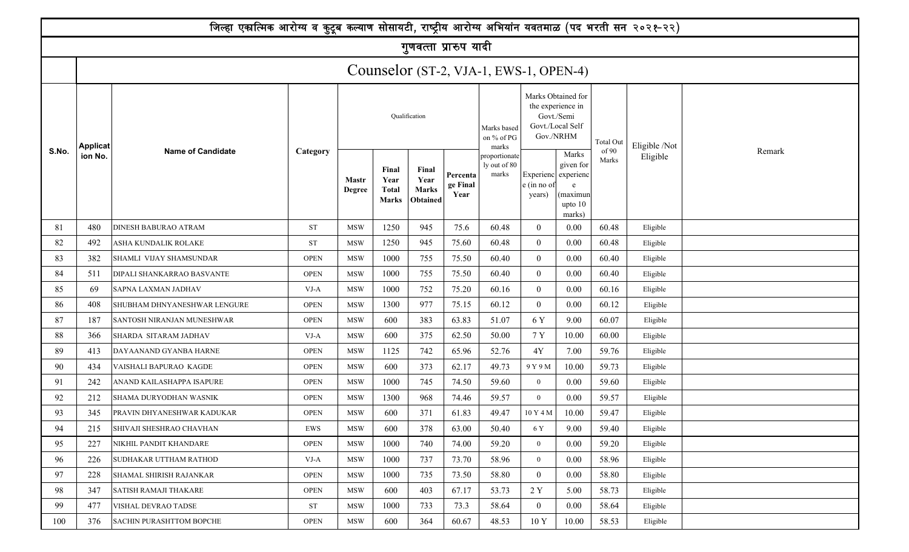# जिल्हा एकात्मिक आरोग्य व कुटूब कल्याण सोसायटी, राष्ट्रीय आरोग्य अभियांन यवतमाळ (पद भरती सन २०२१-२२)

## गुणवत्ता प्रारुप यादी

### Counselor (ST-2, VJA-1, EWS-1, OPEN-4)

| S.No. | Application No. | Name of Candidate | Category | Qualification | | | | Marks based on % of PG marks proportionately out of 80 marks | Marks Obtained for the experience in Govt./Semi Govt./Local Self Gov./NRHM | | Total Out of 90 Marks | Eligible /Not Eligible | Remark |
|---|---|---|---|---|---|---|---|---|---|---|---|---|---|
| | | | | Mastr Degree | Final Year Total Marks | Final Year Marks Obtained | Percentage Final Year | | Experience (in no of years) | Marks given for experience (maximum upto 10 marks) | | | |
| 81 | 480 | DINESH BABURAO ATRAM | ST | MSW | 1250 | 945 | 75.6 | 60.48 | 0 | 0.00 | 60.48 | Eligible | |
| 82 | 492 | ASHA KUNDALIK ROLAKE | ST | MSW | 1250 | 945 | 75.60 | 60.48 | 0 | 0.00 | 60.48 | Eligible | |
| 83 | 382 | SHAMLI VIJAY SHAMSUNDAR | OPEN | MSW | 1000 | 755 | 75.50 | 60.40 | 0 | 0.00 | 60.40 | Eligible | |
| 84 | 511 | DIPALI SHANKARRAO BASVANTE | OPEN | MSW | 1000 | 755 | 75.50 | 60.40 | 0 | 0.00 | 60.40 | Eligible | |
| 85 | 69 | SAPNA LAXMAN JADHAV | VJ-A | MSW | 1000 | 752 | 75.20 | 60.16 | 0 | 0.00 | 60.16 | Eligible | |
| 86 | 408 | SHUBHAM DHNYANESHWAR LENGURE | OPEN | MSW | 1300 | 977 | 75.15 | 60.12 | 0 | 0.00 | 60.12 | Eligible | |
| 87 | 187 | SANTOSH NIRANJAN MUNESHWAR | OPEN | MSW | 600 | 383 | 63.83 | 51.07 | 6 Y | 9.00 | 60.07 | Eligible | |
| 88 | 366 | SHARDA SITARAM JADHAV | VJ-A | MSW | 600 | 375 | 62.50 | 50.00 | 7 Y | 10.00 | 60.00 | Eligible | |
| 89 | 413 | DAYAANAND GYANBA HARNE | OPEN | MSW | 1125 | 742 | 65.96 | 52.76 | 4Y | 7.00 | 59.76 | Eligible | |
| 90 | 434 | VAISHALI BAPURAO KAGDE | OPEN | MSW | 600 | 373 | 62.17 | 49.73 | 9 Y 9 M | 10.00 | 59.73 | Eligible | |
| 91 | 242 | ANAND KAILASHAPPA ISAPURE | OPEN | MSW | 1000 | 745 | 74.50 | 59.60 | 0 | 0.00 | 59.60 | Eligible | |
| 92 | 212 | SHAMA DURYODHAN WASNIK | OPEN | MSW | 1300 | 968 | 74.46 | 59.57 | 0 | 0.00 | 59.57 | Eligible | |
| 93 | 345 | PRAVIN DHYANESHWAR KADUKAR | OPEN | MSW | 600 | 371 | 61.83 | 49.47 | 10 Y 4 M | 10.00 | 59.47 | Eligible | |
| 94 | 215 | SHIVAJI SHESHRAO CHAVHAN | EWS | MSW | 600 | 378 | 63.00 | 50.40 | 6 Y | 9.00 | 59.40 | Eligible | |
| 95 | 227 | NIKHIL PANDIT KHANDARE | OPEN | MSW | 1000 | 740 | 74.00 | 59.20 | 0 | 0.00 | 59.20 | Eligible | |
| 96 | 226 | SUDHAKAR UTTHAM RATHOD | VJ-A | MSW | 1000 | 737 | 73.70 | 58.96 | 0 | 0.00 | 58.96 | Eligible | |
| 97 | 228 | SHAMAL SHIRISH RAJANKAR | OPEN | MSW | 1000 | 735 | 73.50 | 58.80 | 0 | 0.00 | 58.80 | Eligible | |
| 98 | 347 | SATISH RAMAJI THAKARE | OPEN | MSW | 600 | 403 | 67.17 | 53.73 | 2 Y | 5.00 | 58.73 | Eligible | |
| 99 | 477 | VISHAL DEVRAO TADSE | ST | MSW | 1000 | 733 | 73.3 | 58.64 | 0 | 0.00 | 58.64 | Eligible | |
| 100 | 376 | SACHIN PURASHTTOM BOPCHE | OPEN | MSW | 600 | 364 | 60.67 | 48.53 | 10 Y | 10.00 | 58.53 | Eligible | |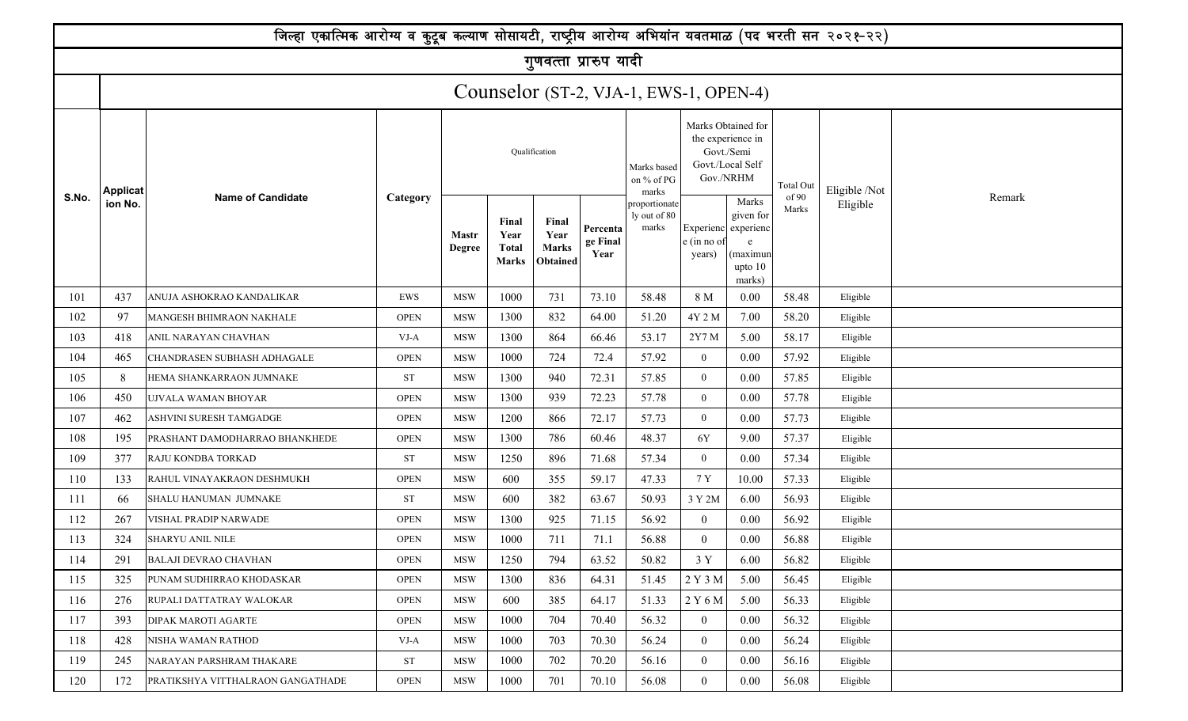# जिल्हा एकात्मिक आरोग्य व कुटूब कल्याण सोसायटी, राष्ट्रीय आरोग्य अभियांन यवतमाळ (पद भरती सन २०२१-२२)

## गुणवत्ता प्रारुप यादी

## Counselor (ST-2, VJA-1, EWS-1, OPEN-4)

| S.No. | Application No. | Name of Candidate | Category | Qualification | | | | Marks based on % of PG marks proportionately out of 80 marks | Marks Obtained for the experience in Govt./Semi Govt./Local Self Gov./NRHM | | Total Out of 90 Marks | Eligible /Not Eligible | Remark |
|---|---|---|---|---|---|---|---|---|---|---|---|---|---|
| | | | | Mastr Degree | Final Year Total Marks | Final Year Marks Obtained | Percentage Final Year | | Experience (in no of years) | Marks given for experience (maximun upto 10 marks) | | | |
| 101 | 437 | ANUJA ASHOKRAO KANDALIKAR | EWS | MSW | 1000 | 731 | 73.10 | 58.48 | 8 M | 0.00 | 58.48 | Eligible | |
| 102 | 97 | MANGESH BHIMRAON NAKHALE | OPEN | MSW | 1300 | 832 | 64.00 | 51.20 | 4Y 2 M | 7.00 | 58.20 | Eligible | |
| 103 | 418 | ANIL NARAYAN CHAVHAN | VJ-A | MSW | 1300 | 864 | 66.46 | 53.17 | 2Y7 M | 5.00 | 58.17 | Eligible | |
| 104 | 465 | CHANDRASEN SUBHASH ADHAGALE | OPEN | MSW | 1000 | 724 | 72.4 | 57.92 | 0 | 0.00 | 57.92 | Eligible | |
| 105 | 8 | HEMA SHANKARRAON JUMNAKE | ST | MSW | 1300 | 940 | 72.31 | 57.85 | 0 | 0.00 | 57.85 | Eligible | |
| 106 | 450 | UJVALA WAMAN BHOYAR | OPEN | MSW | 1300 | 939 | 72.23 | 57.78 | 0 | 0.00 | 57.78 | Eligible | |
| 107 | 462 | ASHVINI SURESH TAMGADGE | OPEN | MSW | 1200 | 866 | 72.17 | 57.73 | 0 | 0.00 | 57.73 | Eligible | |
| 108 | 195 | PRASHANT DAMODHARRAO BHANKHEDE | OPEN | MSW | 1300 | 786 | 60.46 | 48.37 | 6Y | 9.00 | 57.37 | Eligible | |
| 109 | 377 | RAJU KONDBA TORKAD | ST | MSW | 1250 | 896 | 71.68 | 57.34 | 0 | 0.00 | 57.34 | Eligible | |
| 110 | 133 | RAHUL VINAYAKRAON DESHMUKH | OPEN | MSW | 600 | 355 | 59.17 | 47.33 | 7 Y | 10.00 | 57.33 | Eligible | |
| 111 | 66 | SHALU HANUMAN JUMNAKE | ST | MSW | 600 | 382 | 63.67 | 50.93 | 3 Y 2M | 6.00 | 56.93 | Eligible | |
| 112 | 267 | VISHAL PRADIP NARWADE | OPEN | MSW | 1300 | 925 | 71.15 | 56.92 | 0 | 0.00 | 56.92 | Eligible | |
| 113 | 324 | SHARYU ANIL NILE | OPEN | MSW | 1000 | 711 | 71.1 | 56.88 | 0 | 0.00 | 56.88 | Eligible | |
| 114 | 291 | BALAJI DEVRAO CHAVHAN | OPEN | MSW | 1250 | 794 | 63.52 | 50.82 | 3 Y | 6.00 | 56.82 | Eligible | |
| 115 | 325 | PUNAM SUDHIRRAO KHODASKAR | OPEN | MSW | 1300 | 836 | 64.31 | 51.45 | 2 Y 3 M | 5.00 | 56.45 | Eligible | |
| 116 | 276 | RUPALI DATTATRAY WALOKAR | OPEN | MSW | 600 | 385 | 64.17 | 51.33 | 2 Y 6 M | 5.00 | 56.33 | Eligible | |
| 117 | 393 | DIPAK MAROTI AGARTE | OPEN | MSW | 1000 | 704 | 70.40 | 56.32 | 0 | 0.00 | 56.32 | Eligible | |
| 118 | 428 | NISHA WAMAN RATHOD | VJ-A | MSW | 1000 | 703 | 70.30 | 56.24 | 0 | 0.00 | 56.24 | Eligible | |
| 119 | 245 | NARAYAN PARSHRAM THAKARE | ST | MSW | 1000 | 702 | 70.20 | 56.16 | 0 | 0.00 | 56.16 | Eligible | |
| 120 | 172 | PRATIKSHYA VITTHALRAON GANGATHADE | OPEN | MSW | 1000 | 701 | 70.10 | 56.08 | 0 | 0.00 | 56.08 | Eligible | |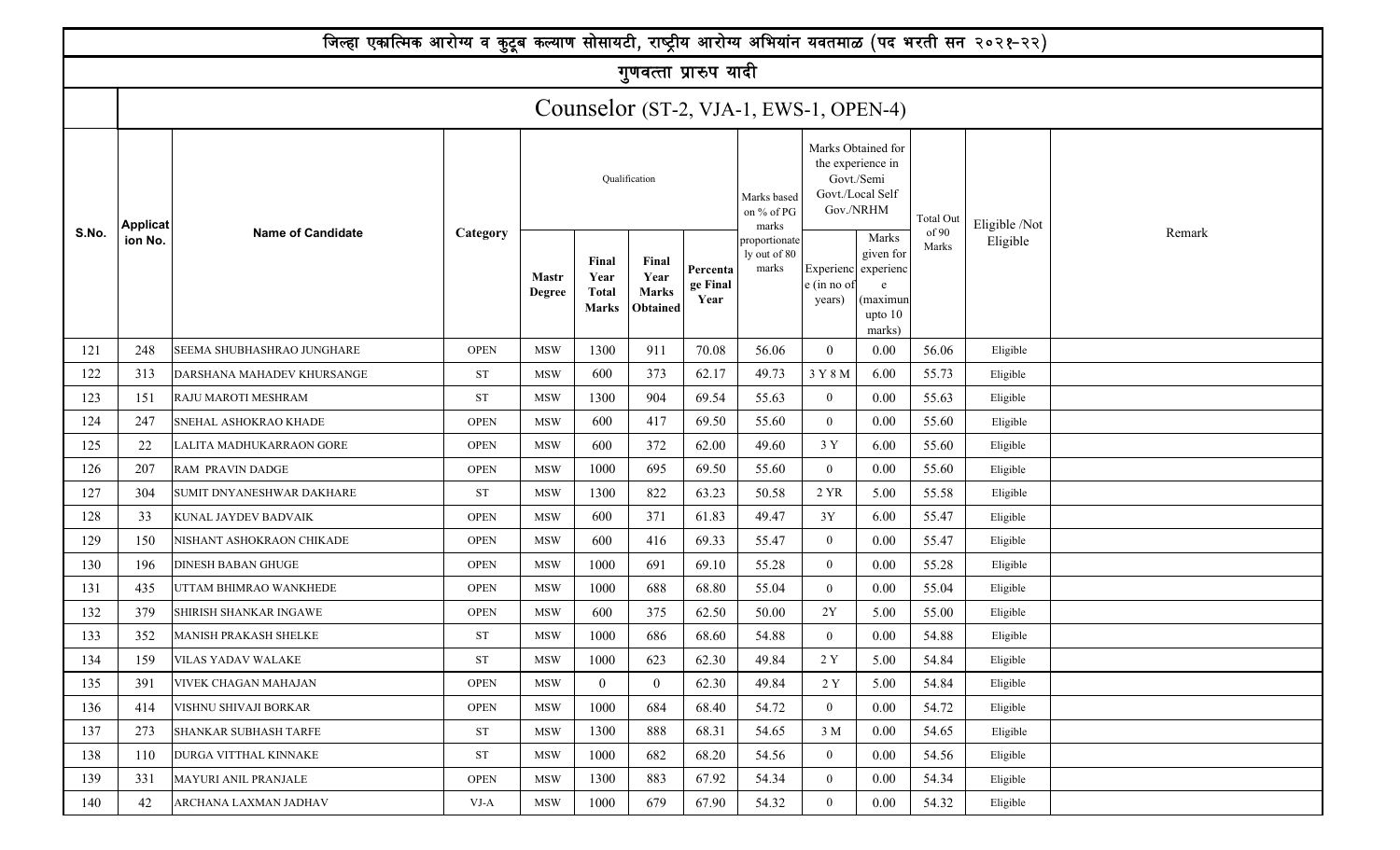# जिल्हा एकात्मिक आरोग्य व कुटूब कल्याण सोसायटी, राष्ट्रीय आरोग्य अभियांन यवतमाळ (पद भरती सन २०२१-२२)

## गुणवत्ता प्रारुप यादी

### Counselor (ST-2, VJA-1, EWS-1, OPEN-4)

| S.No. | Application No. | Name of Candidate | Category | Qualification | | | | Marks based on % of PG marks proportionately out of 80 marks | Marks Obtained for the experience in Govt./Semi Govt./Local Self Gov./NRHM | | Total Out of 90 Marks | Eligible /Not Eligible | Remark |
|---|---|---|---|---|---|---|---|---|---|---|---|---|---|
| | | | | Mastr Degree | Final Year Total Marks | Final Year Marks Obtained | Percentage Final Year | | Experience (in no of years) | Marks given for experience (maximun upto 10 marks) | | | |
| 121 | 248 | SEEMA SHUBHASHRAO JUNGHARE | OPEN | MSW | 1300 | 911 | 70.08 | 56.06 | 0 | 0.00 | 56.06 | Eligible | |
| 122 | 313 | DARSHANA MAHADEV KHURSANGE | ST | MSW | 600 | 373 | 62.17 | 49.73 | 3 Y 8 M | 6.00 | 55.73 | Eligible | |
| 123 | 151 | RAJU MAROTI MESHRAM | ST | MSW | 1300 | 904 | 69.54 | 55.63 | 0 | 0.00 | 55.63 | Eligible | |
| 124 | 247 | SNEHAL ASHOKRAO KHADE | OPEN | MSW | 600 | 417 | 69.50 | 55.60 | 0 | 0.00 | 55.60 | Eligible | |
| 125 | 22 | LALITA MADHUKARRAON GORE | OPEN | MSW | 600 | 372 | 62.00 | 49.60 | 3 Y | 6.00 | 55.60 | Eligible | |
| 126 | 207 | RAM PRAVIN DADGE | OPEN | MSW | 1000 | 695 | 69.50 | 55.60 | 0 | 0.00 | 55.60 | Eligible | |
| 127 | 304 | SUMIT DNYANESHWAR DAKHARE | ST | MSW | 1300 | 822 | 63.23 | 50.58 | 2 YR | 5.00 | 55.58 | Eligible | |
| 128 | 33 | KUNAL JAYDEV BADVAIK | OPEN | MSW | 600 | 371 | 61.83 | 49.47 | 3Y | 6.00 | 55.47 | Eligible | |
| 129 | 150 | NISHANT ASHOKRAON CHIKADE | OPEN | MSW | 600 | 416 | 69.33 | 55.47 | 0 | 0.00 | 55.47 | Eligible | |
| 130 | 196 | DINESH BABAN GHUGE | OPEN | MSW | 1000 | 691 | 69.10 | 55.28 | 0 | 0.00 | 55.28 | Eligible | |
| 131 | 435 | UTTAM BHIMRAO WANKHEDE | OPEN | MSW | 1000 | 688 | 68.80 | 55.04 | 0 | 0.00 | 55.04 | Eligible | |
| 132 | 379 | SHIRISH SHANKAR INGAWE | OPEN | MSW | 600 | 375 | 62.50 | 50.00 | 2Y | 5.00 | 55.00 | Eligible | |
| 133 | 352 | MANISH PRAKASH SHELKE | ST | MSW | 1000 | 686 | 68.60 | 54.88 | 0 | 0.00 | 54.88 | Eligible | |
| 134 | 159 | VILAS YADAV WALAKE | ST | MSW | 1000 | 623 | 62.30 | 49.84 | 2 Y | 5.00 | 54.84 | Eligible | |
| 135 | 391 | VIVEK CHAGAN MAHAJAN | OPEN | MSW | 0 | 0 | 62.30 | 49.84 | 2 Y | 5.00 | 54.84 | Eligible | |
| 136 | 414 | VISHNU SHIVAJI BORKAR | OPEN | MSW | 1000 | 684 | 68.40 | 54.72 | 0 | 0.00 | 54.72 | Eligible | |
| 137 | 273 | SHANKAR SUBHASH TARFE | ST | MSW | 1300 | 888 | 68.31 | 54.65 | 3 M | 0.00 | 54.65 | Eligible | |
| 138 | 110 | DURGA VITTHAL KINNAKE | ST | MSW | 1000 | 682 | 68.20 | 54.56 | 0 | 0.00 | 54.56 | Eligible | |
| 139 | 331 | MAYURI ANIL PRANJALE | OPEN | MSW | 1300 | 883 | 67.92 | 54.34 | 0 | 0.00 | 54.34 | Eligible | |
| 140 | 42 | ARCHANA LAXMAN JADHAV | VJ-A | MSW | 1000 | 679 | 67.90 | 54.32 | 0 | 0.00 | 54.32 | Eligible | |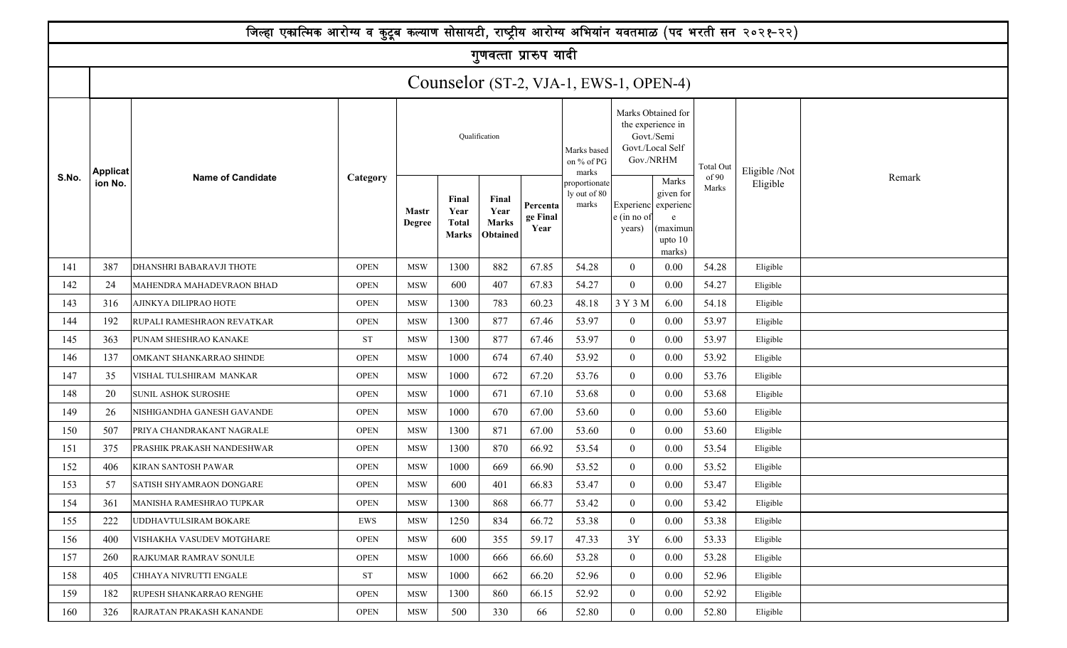# जिल्हा एकात्मिक आरोग्य व कुटूब कल्याण सोसायटी, राष्ट्रीय आरोग्य अभियांन यवतमाळ (पद भरती सन २०२१-२२)

## गुणवत्ता प्रारुप यादी

### Counselor (ST-2, VJA-1, EWS-1, OPEN-4)

| S.No. | Application No. | Name of Candidate | Category | Qualification | | | | Marks based on % of PG marks proportionately out of 80 marks | Marks Obtained for the experience in Govt./Semi Govt./Local Self Gov./NRHM | | Total Out of 90 Marks | Eligible /Not Eligible | Remark |
|---|---|---|---|---|---|---|---|---|---|---|---|---|---|
| | | | | Mastr Degree | Final Year Total Marks | Final Year Marks Obtained | Percentage Final Year | | Experience (in no of years) | Marks given for experience (maximun upto 10 marks) | | | |
| 141 | 387 | DHANSHRI BABARAVJI THOTE | OPEN | MSW | 1300 | 882 | 67.85 | 54.28 | 0 | 0.00 | 54.28 | Eligible | |
| 142 | 24 | MAHENDRA MAHADEVRAON BHAD | OPEN | MSW | 600 | 407 | 67.83 | 54.27 | 0 | 0.00 | 54.27 | Eligible | |
| 143 | 316 | AJINKYA DILIPRAO HOTE | OPEN | MSW | 1300 | 783 | 60.23 | 48.18 | 3 Y 3 M | 6.00 | 54.18 | Eligible | |
| 144 | 192 | RUPALI RAMESHRAON REVATKAR | OPEN | MSW | 1300 | 877 | 67.46 | 53.97 | 0 | 0.00 | 53.97 | Eligible | |
| 145 | 363 | PUNAM SHESHRAO KANAKE | ST | MSW | 1300 | 877 | 67.46 | 53.97 | 0 | 0.00 | 53.97 | Eligible | |
| 146 | 137 | OMKANT SHANKARRAO SHINDE | OPEN | MSW | 1000 | 674 | 67.40 | 53.92 | 0 | 0.00 | 53.92 | Eligible | |
| 147 | 35 | VISHAL TULSHIRAM MANKAR | OPEN | MSW | 1000 | 672 | 67.20 | 53.76 | 0 | 0.00 | 53.76 | Eligible | |
| 148 | 20 | SUNIL ASHOK SUROSHE | OPEN | MSW | 1000 | 671 | 67.10 | 53.68 | 0 | 0.00 | 53.68 | Eligible | |
| 149 | 26 | NISHIGANDHA GANESH GAVANDE | OPEN | MSW | 1000 | 670 | 67.00 | 53.60 | 0 | 0.00 | 53.60 | Eligible | |
| 150 | 507 | PRIYA CHANDRAKANT NAGRALE | OPEN | MSW | 1300 | 871 | 67.00 | 53.60 | 0 | 0.00 | 53.60 | Eligible | |
| 151 | 375 | PRASHIK PRAKASH NANDESHWAR | OPEN | MSW | 1300 | 870 | 66.92 | 53.54 | 0 | 0.00 | 53.54 | Eligible | |
| 152 | 406 | KIRAN SANTOSH PAWAR | OPEN | MSW | 1000 | 669 | 66.90 | 53.52 | 0 | 0.00 | 53.52 | Eligible | |
| 153 | 57 | SATISH SHYAMRAON DONGARE | OPEN | MSW | 600 | 401 | 66.83 | 53.47 | 0 | 0.00 | 53.47 | Eligible | |
| 154 | 361 | MANISHA RAMESHRAO TUPKAR | OPEN | MSW | 1300 | 868 | 66.77 | 53.42 | 0 | 0.00 | 53.42 | Eligible | |
| 155 | 222 | UDDHAVTULSIRAM BOKARE | EWS | MSW | 1250 | 834 | 66.72 | 53.38 | 0 | 0.00 | 53.38 | Eligible | |
| 156 | 400 | VISHAKHA VASUDEV MOTGHARE | OPEN | MSW | 600 | 355 | 59.17 | 47.33 | 3Y | 6.00 | 53.33 | Eligible | |
| 157 | 260 | RAJKUMAR RAMRAV SONULE | OPEN | MSW | 1000 | 666 | 66.60 | 53.28 | 0 | 0.00 | 53.28 | Eligible | |
| 158 | 405 | CHHAYA NIVRUTTI ENGALE | ST | MSW | 1000 | 662 | 66.20 | 52.96 | 0 | 0.00 | 52.96 | Eligible | |
| 159 | 182 | RUPESH SHANKARRAO RENGHE | OPEN | MSW | 1300 | 860 | 66.15 | 52.92 | 0 | 0.00 | 52.92 | Eligible | |
| 160 | 326 | RAJRATAN PRAKASH KANANDE | OPEN | MSW | 500 | 330 | 66 | 52.80 | 0 | 0.00 | 52.80 | Eligible | |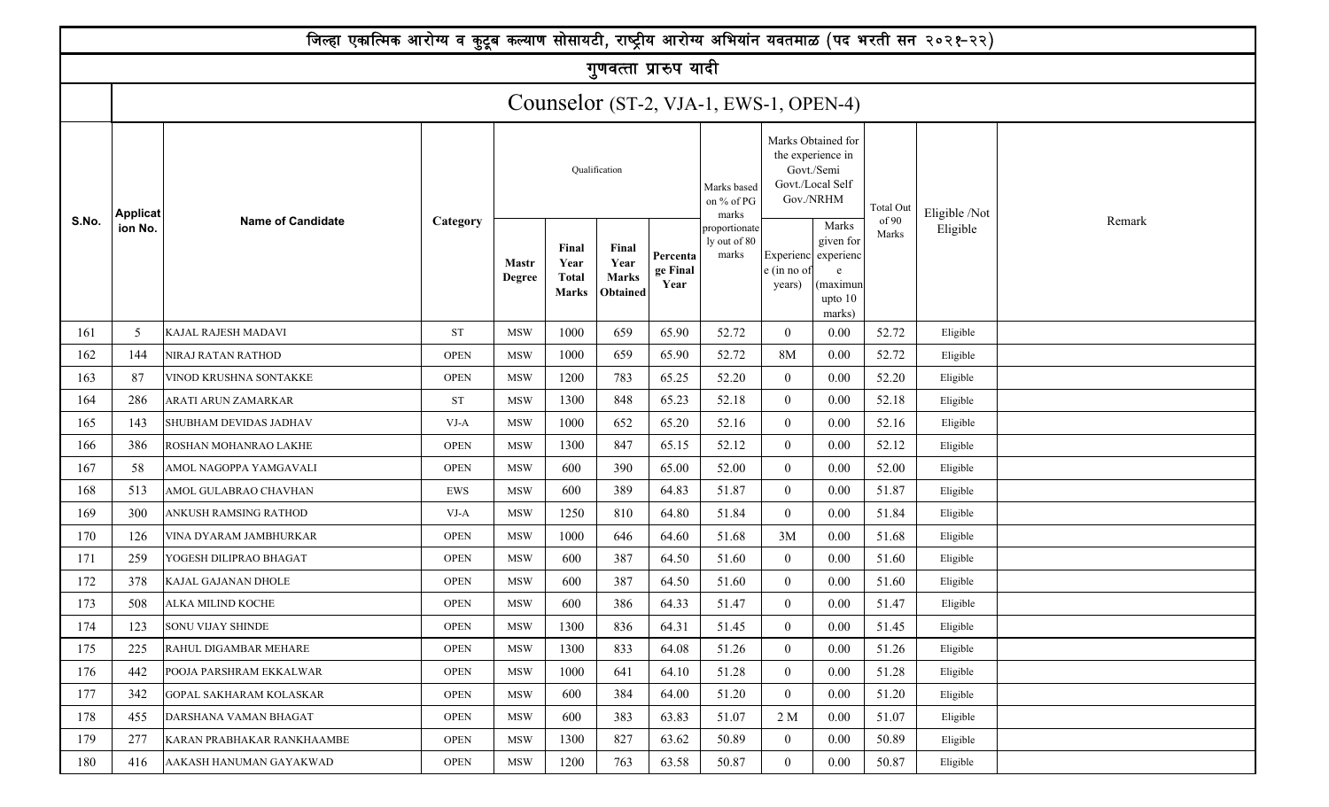# जिल्हा एकात्मिक आरोग्य व कुटूब कल्याण सोसायटी, राष्ट्रीय आरोग्य अभियांन यवतमाळ (पद भरती सन २०२१-२२)

## गुणवत्ता प्रारुप यादी

### Counselor (ST-2, VJA-1, EWS-1, OPEN-4)

| S.No. | Application No. | Name of Candidate | Category | Qualification | | | | Marks based on % of PG marks proportionately out of 80 marks | Marks Obtained for the experience in Govt./Semi Govt./Local Self Gov./NRHM | | Total Out of 90 Marks | Eligible /Not Eligible | Remark |
|---|---|---|---|---|---|---|---|---|---|---|---|---|---|
| | | | | Mastr Degree | Final Year Total Marks | Final Year Marks Obtained | Percentage Final Year | | Experience (in no of years) | Marks given for experience (maximum upto 10 marks) | | | |
| 161 | 5 | KAJAL RAJESH MADAVI | ST | MSW | 1000 | 659 | 65.90 | 52.72 | 0 | 0.00 | 52.72 | Eligible | |
| 162 | 144 | NIRAJ RATAN RATHOD | OPEN | MSW | 1000 | 659 | 65.90 | 52.72 | 8M | 0.00 | 52.72 | Eligible | |
| 163 | 87 | VINOD KRUSHNA SONTAKKE | OPEN | MSW | 1200 | 783 | 65.25 | 52.20 | 0 | 0.00 | 52.20 | Eligible | |
| 164 | 286 | ARATI ARUN ZAMARKAR | ST | MSW | 1300 | 848 | 65.23 | 52.18 | 0 | 0.00 | 52.18 | Eligible | |
| 165 | 143 | SHUBHAM DEVIDAS JADHAV | VJ-A | MSW | 1000 | 652 | 65.20 | 52.16 | 0 | 0.00 | 52.16 | Eligible | |
| 166 | 386 | ROSHAN MOHANRAO LAKHE | OPEN | MSW | 1300 | 847 | 65.15 | 52.12 | 0 | 0.00 | 52.12 | Eligible | |
| 167 | 58 | AMOL NAGOPPA YAMGAVALI | OPEN | MSW | 600 | 390 | 65.00 | 52.00 | 0 | 0.00 | 52.00 | Eligible | |
| 168 | 513 | AMOL GULABRAO CHAVHAN | EWS | MSW | 600 | 389 | 64.83 | 51.87 | 0 | 0.00 | 51.87 | Eligible | |
| 169 | 300 | ANKUSH RAMSING RATHOD | VJ-A | MSW | 1250 | 810 | 64.80 | 51.84 | 0 | 0.00 | 51.84 | Eligible | |
| 170 | 126 | VINA DYARAM JAMBHURKAR | OPEN | MSW | 1000 | 646 | 64.60 | 51.68 | 3M | 0.00 | 51.68 | Eligible | |
| 171 | 259 | YOGESH DILIPRAO BHAGAT | OPEN | MSW | 600 | 387 | 64.50 | 51.60 | 0 | 0.00 | 51.60 | Eligible | |
| 172 | 378 | KAJAL GAJANAN DHOLE | OPEN | MSW | 600 | 387 | 64.50 | 51.60 | 0 | 0.00 | 51.60 | Eligible | |
| 173 | 508 | ALKA MILIND KOCHE | OPEN | MSW | 600 | 386 | 64.33 | 51.47 | 0 | 0.00 | 51.47 | Eligible | |
| 174 | 123 | SONU VIJAY SHINDE | OPEN | MSW | 1300 | 836 | 64.31 | 51.45 | 0 | 0.00 | 51.45 | Eligible | |
| 175 | 225 | RAHUL DIGAMBAR MEHARE | OPEN | MSW | 1300 | 833 | 64.08 | 51.26 | 0 | 0.00 | 51.26 | Eligible | |
| 176 | 442 | POOJA PARSHRAM EKKALWAR | OPEN | MSW | 1000 | 641 | 64.10 | 51.28 | 0 | 0.00 | 51.28 | Eligible | |
| 177 | 342 | GOPAL SAKHARAM KOLASKAR | OPEN | MSW | 600 | 384 | 64.00 | 51.20 | 0 | 0.00 | 51.20 | Eligible | |
| 178 | 455 | DARSHANA VAMAN BHAGAT | OPEN | MSW | 600 | 383 | 63.83 | 51.07 | 2 M | 0.00 | 51.07 | Eligible | |
| 179 | 277 | KARAN PRABHAKAR RANKHAAMBE | OPEN | MSW | 1300 | 827 | 63.62 | 50.89 | 0 | 0.00 | 50.89 | Eligible | |
| 180 | 416 | AAKASH HANUMAN GAYAKWAD | OPEN | MSW | 1200 | 763 | 63.58 | 50.87 | 0 | 0.00 | 50.87 | Eligible | |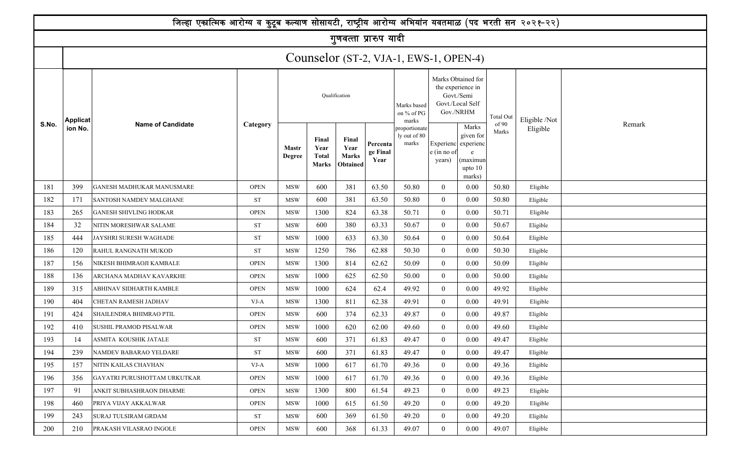# जिल्हा एकात्मिक आरोग्य व कुटूब कल्याण सोसायटी, राष्ट्रीय आरोग्य अभियांन यवतमाळ (पद भरती सन २०२१-२२)

## गुणवत्ता प्रारुप यादी

### Counselor (ST-2, VJA-1, EWS-1, OPEN-4)

| S.No. | Application No. | Name of Candidate | Category | Qualification | | | | Marks based on % of PG marks proportionately out of 80 marks | Marks Obtained for the experience in Govt./Semi Govt./Local Self Gov./NRHM | | Total Out of 90 Marks | Eligible /Not Eligible | Remark |
|---|---|---|---|---|---|---|---|---|---|---|---|---|---|
| | | | | Mastr Degree | Final Year Total Marks | Final Year Marks Obtained | Percentage Final Year | | Experience (in no of years) | Marks given for experience (maximum upto 10 marks) | | | |
| 181 | 399 | GANESH MADHUKAR MANUSMARE | OPEN | MSW | 600 | 381 | 63.50 | 50.80 | 0 | 0.00 | 50.80 | Eligible | |
| 182 | 171 | SANTOSH NAMDEV MALGHANE | ST | MSW | 600 | 381 | 63.50 | 50.80 | 0 | 0.00 | 50.80 | Eligible | |
| 183 | 265 | GANESH SHIVLING HODKAR | OPEN | MSW | 1300 | 824 | 63.38 | 50.71 | 0 | 0.00 | 50.71 | Eligible | |
| 184 | 32 | NITIN MORESHWAR SALAME | ST | MSW | 600 | 380 | 63.33 | 50.67 | 0 | 0.00 | 50.67 | Eligible | |
| 185 | 444 | JAYSHRI SURESH WAGHADE | ST | MSW | 1000 | 633 | 63.30 | 50.64 | 0 | 0.00 | 50.64 | Eligible | |
| 186 | 120 | RAHUL RANGNATH MUKOD | ST | MSW | 1250 | 786 | 62.88 | 50.30 | 0 | 0.00 | 50.30 | Eligible | |
| 187 | 156 | NIKESH BHIMRAOJI KAMBALE | OPEN | MSW | 1300 | 814 | 62.62 | 50.09 | 0 | 0.00 | 50.09 | Eligible | |
| 188 | 136 | ARCHANA MADHAV KAVARKHE | OPEN | MSW | 1000 | 625 | 62.50 | 50.00 | 0 | 0.00 | 50.00 | Eligible | |
| 189 | 315 | ABHINAV SIDHARTH KAMBLE | OPEN | MSW | 1000 | 624 | 62.4 | 49.92 | 0 | 0.00 | 49.92 | Eligible | |
| 190 | 404 | CHETAN RAMESH JADHAV | VJ-A | MSW | 1300 | 811 | 62.38 | 49.91 | 0 | 0.00 | 49.91 | Eligible | |
| 191 | 424 | SHAILENDRA BHIMRAO PTIL | OPEN | MSW | 600 | 374 | 62.33 | 49.87 | 0 | 0.00 | 49.87 | Eligible | |
| 192 | 410 | SUSHIL PRAMOD PISALWAR | OPEN | MSW | 1000 | 620 | 62.00 | 49.60 | 0 | 0.00 | 49.60 | Eligible | |
| 193 | 14 | ASMITA KOUSHIK JATALE | ST | MSW | 600 | 371 | 61.83 | 49.47 | 0 | 0.00 | 49.47 | Eligible | |
| 194 | 239 | NAMDEV BABARAO YELDARE | ST | MSW | 600 | 371 | 61.83 | 49.47 | 0 | 0.00 | 49.47 | Eligible | |
| 195 | 157 | NITIN KAILAS CHAVHAN | VJ-A | MSW | 1000 | 617 | 61.70 | 49.36 | 0 | 0.00 | 49.36 | Eligible | |
| 196 | 356 | GAYATRI PURUSHOTTAM URKUTKAR | OPEN | MSW | 1000 | 617 | 61.70 | 49.36 | 0 | 0.00 | 49.36 | Eligible | |
| 197 | 91 | ANKIT SUBHASHRAON DHARME | OPEN | MSW | 1300 | 800 | 61.54 | 49.23 | 0 | 0.00 | 49.23 | Eligible | |
| 198 | 460 | PRIYA VIJAY AKKALWAR | OPEN | MSW | 1000 | 615 | 61.50 | 49.20 | 0 | 0.00 | 49.20 | Eligible | |
| 199 | 243 | SURAJ TULSIRAM GRDAM | ST | MSW | 600 | 369 | 61.50 | 49.20 | 0 | 0.00 | 49.20 | Eligible | |
| 200 | 210 | PRAKASH VILASRAO INGOLE | OPEN | MSW | 600 | 368 | 61.33 | 49.07 | 0 | 0.00 | 49.07 | Eligible | |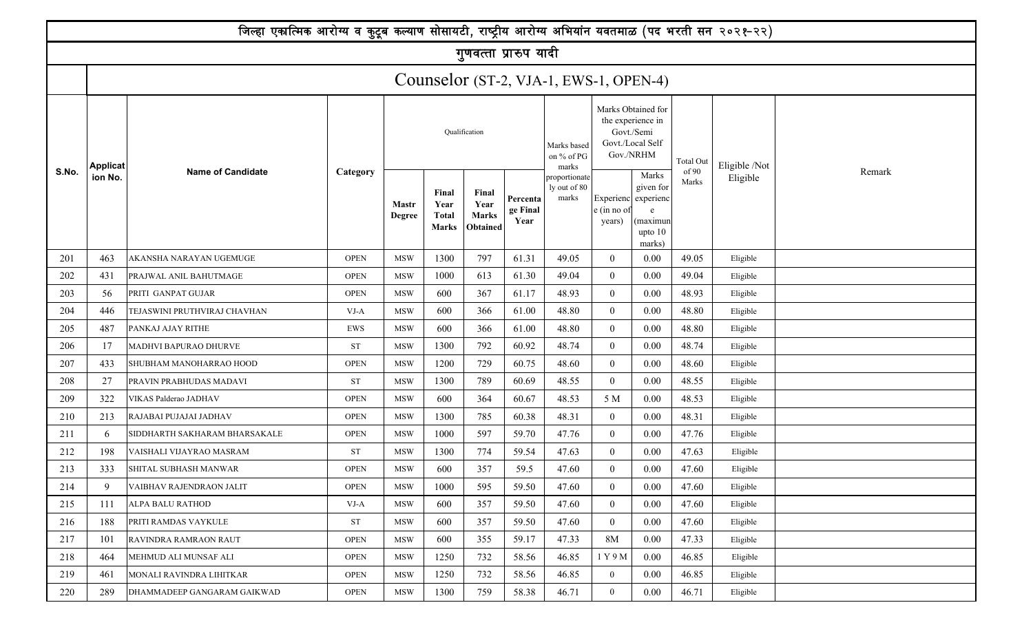# जिल्हा एकात्मिक आरोग्य व कुटूब कल्याण सोसायटी, राष्ट्रीय आरोग्य अभियांन यवतमाळ (पद भरती सन २०२१-२२)

## गुणवत्ता प्रारुप यादी

## Counselor (ST-2, VJA-1, EWS-1, OPEN-4)

| S.No. | Application No. | Name of Candidate | Category | Qualification | | | | Marks based on % of PG marks proportionately out of 80 marks | Marks Obtained for the experience in Govt./Semi Govt./Local Self Gov./NRHM | | Total Out of 90 Marks | Eligible /Not Eligible | Remark |
|---|---|---|---|---|---|---|---|---|---|---|---|---|---|
| | | | | Mastr Degree | Final Year Total Marks | Final Year Marks Obtained | Percentage Final Year | | Experience (in no of years) | Marks given for experience (maximun upto 10 marks) | | | |
| 201 | 463 | AKANSHA NARAYAN UGEMUGE | OPEN | MSW | 1300 | 797 | 61.31 | 49.05 | 0 | 0.00 | 49.05 | Eligible | |
| 202 | 431 | PRAJWAL ANIL BAHUTMAGE | OPEN | MSW | 1000 | 613 | 61.30 | 49.04 | 0 | 0.00 | 49.04 | Eligible | |
| 203 | 56 | PRITI GANPAT GUJAR | OPEN | MSW | 600 | 367 | 61.17 | 48.93 | 0 | 0.00 | 48.93 | Eligible | |
| 204 | 446 | TEJASWINI PRUTHVIRAJ CHAVHAN | VJ-A | MSW | 600 | 366 | 61.00 | 48.80 | 0 | 0.00 | 48.80 | Eligible | |
| 205 | 487 | PANKAJ AJAY RITHE | EWS | MSW | 600 | 366 | 61.00 | 48.80 | 0 | 0.00 | 48.80 | Eligible | |
| 206 | 17 | MADHVI BAPURAO DHURVE | ST | MSW | 1300 | 792 | 60.92 | 48.74 | 0 | 0.00 | 48.74 | Eligible | |
| 207 | 433 | SHUBHAM MANOHARRAO HOOD | OPEN | MSW | 1200 | 729 | 60.75 | 48.60 | 0 | 0.00 | 48.60 | Eligible | |
| 208 | 27 | PRAVIN PRABHUDAS MADAVI | ST | MSW | 1300 | 789 | 60.69 | 48.55 | 0 | 0.00 | 48.55 | Eligible | |
| 209 | 322 | VIKAS Palderao JADHAV | OPEN | MSW | 600 | 364 | 60.67 | 48.53 | 5 M | 0.00 | 48.53 | Eligible | |
| 210 | 213 | RAJABAI PUJAJAI JADHAV | OPEN | MSW | 1300 | 785 | 60.38 | 48.31 | 0 | 0.00 | 48.31 | Eligible | |
| 211 | 6 | SIDDHARTH SAKHARAM BHARSAKALE | OPEN | MSW | 1000 | 597 | 59.70 | 47.76 | 0 | 0.00 | 47.76 | Eligible | |
| 212 | 198 | VAISHALI VIJAYRAO MASRAM | ST | MSW | 1300 | 774 | 59.54 | 47.63 | 0 | 0.00 | 47.63 | Eligible | |
| 213 | 333 | SHITAL SUBHASH MANWAR | OPEN | MSW | 600 | 357 | 59.5 | 47.60 | 0 | 0.00 | 47.60 | Eligible | |
| 214 | 9 | VAIBHAV RAJENDRAON JALIT | OPEN | MSW | 1000 | 595 | 59.50 | 47.60 | 0 | 0.00 | 47.60 | Eligible | |
| 215 | 111 | ALPA BALU RATHOD | VJ-A | MSW | 600 | 357 | 59.50 | 47.60 | 0 | 0.00 | 47.60 | Eligible | |
| 216 | 188 | PRITI RAMDAS VAYKULE | ST | MSW | 600 | 357 | 59.50 | 47.60 | 0 | 0.00 | 47.60 | Eligible | |
| 217 | 101 | RAVINDRA RAMRAON RAUT | OPEN | MSW | 600 | 355 | 59.17 | 47.33 | 8M | 0.00 | 47.33 | Eligible | |
| 218 | 464 | MEHMUD ALI MUNSAF ALI | OPEN | MSW | 1250 | 732 | 58.56 | 46.85 | 1 Y 9 M | 0.00 | 46.85 | Eligible | |
| 219 | 461 | MONALI RAVINDRA LIHITKAR | OPEN | MSW | 1250 | 732 | 58.56 | 46.85 | 0 | 0.00 | 46.85 | Eligible | |
| 220 | 289 | DHAMMADEEP GANGARAM GAIKWAD | OPEN | MSW | 1300 | 759 | 58.38 | 46.71 | 0 | 0.00 | 46.71 | Eligible | |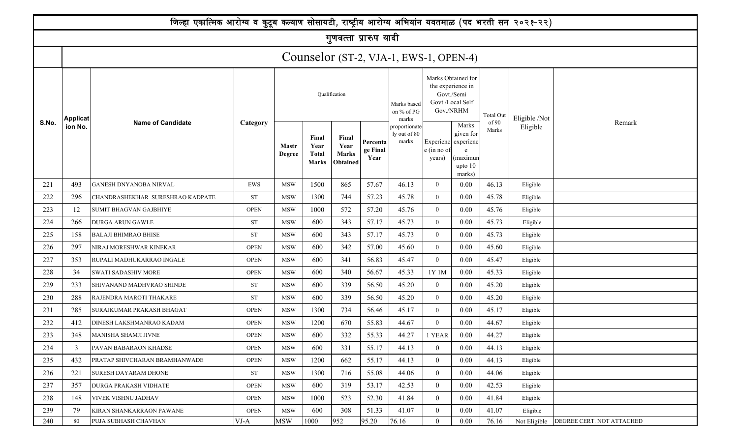# जिल्हा एकात्मिक आरोग्य व कुटूब कल्याण सोसायटी, राष्ट्रीय आरोग्य अभियांन यवतमाळ (पद भरती सन २०२१-२२)

## गुणवत्ता प्रारुप यादी

### Counselor (ST-2, VJA-1, EWS-1, OPEN-4)

| S.No. | Application No. | Name of Candidate | Category | Qualification | | | | Marks based on % of PG marks proportionately out of 80 marks | Marks Obtained for the experience in Govt./Semi Govt./Local Self Gov./NRHM | | Total Out of 90 Marks | Eligible /Not Eligible | Remark |
|---|---|---|---|---|---|---|---|---|---|---|---|---|---|
| | | | | Mastr Degree | Final Year Total Marks | Final Year Marks Obtained | Percentage Final Year | | Experience (in no of years) | Marks given for experience (maximun upto 10 marks) | | | |
| 221 | 493 | GANESH DNYANOBA NIRVAL | EWS | MSW | 1500 | 865 | 57.67 | 46.13 | 0 | 0.00 | 46.13 | Eligible | |
| 222 | 296 | CHANDRASHEKHAR SURESHRAO KADPATE | ST | MSW | 1300 | 744 | 57.23 | 45.78 | 0 | 0.00 | 45.78 | Eligible | |
| 223 | 12 | SUMIT BHAGVAN GAJBHIYE | OPEN | MSW | 1000 | 572 | 57.20 | 45.76 | 0 | 0.00 | 45.76 | Eligible | |
| 224 | 266 | DURGA ARUN GAWLE | ST | MSW | 600 | 343 | 57.17 | 45.73 | 0 | 0.00 | 45.73 | Eligible | |
| 225 | 158 | BALAJI BHIMRAO BHISE | ST | MSW | 600 | 343 | 57.17 | 45.73 | 0 | 0.00 | 45.73 | Eligible | |
| 226 | 297 | NIRAJ MORESHWAR KINEKAR | OPEN | MSW | 600 | 342 | 57.00 | 45.60 | 0 | 0.00 | 45.60 | Eligible | |
| 227 | 353 | RUPALI MADHUKARRAO INGALE | OPEN | MSW | 600 | 341 | 56.83 | 45.47 | 0 | 0.00 | 45.47 | Eligible | |
| 228 | 34 | SWATI SADASHIV MORE | OPEN | MSW | 600 | 340 | 56.67 | 45.33 | 1Y 1M | 0.00 | 45.33 | Eligible | |
| 229 | 233 | SHIVANAND MADHVRAO SHINDE | ST | MSW | 600 | 339 | 56.50 | 45.20 | 0 | 0.00 | 45.20 | Eligible | |
| 230 | 288 | RAJENDRA MAROTI THAKARE | ST | MSW | 600 | 339 | 56.50 | 45.20 | 0 | 0.00 | 45.20 | Eligible | |
| 231 | 285 | SURAJKUMAR PRAKASH BHAGAT | OPEN | MSW | 1300 | 734 | 56.46 | 45.17 | 0 | 0.00 | 45.17 | Eligible | |
| 232 | 412 | DINESH LAKSHMANRAO KADAM | OPEN | MSW | 1200 | 670 | 55.83 | 44.67 | 0 | 0.00 | 44.67 | Eligible | |
| 233 | 348 | MANISHA SHAMJI JIVNE | OPEN | MSW | 600 | 332 | 55.33 | 44.27 | 1 YEAR | 0.00 | 44.27 | Eligible | |
| 234 | 3 | PAVAN BABARAON KHADSE | OPEN | MSW | 600 | 331 | 55.17 | 44.13 | 0 | 0.00 | 44.13 | Eligible | |
| 235 | 432 | PRATAP SHIVCHARAN BRAMHANWADE | OPEN | MSW | 1200 | 662 | 55.17 | 44.13 | 0 | 0.00 | 44.13 | Eligible | |
| 236 | 221 | SURESH DAYARAM DHONE | ST | MSW | 1300 | 716 | 55.08 | 44.06 | 0 | 0.00 | 44.06 | Eligible | |
| 237 | 357 | DURGA PRAKASH VIDHATE | OPEN | MSW | 600 | 319 | 53.17 | 42.53 | 0 | 0.00 | 42.53 | Eligible | |
| 238 | 148 | VIVEK VISHNU JADHAV | OPEN | MSW | 1000 | 523 | 52.30 | 41.84 | 0 | 0.00 | 41.84 | Eligible | |
| 239 | 79 | KIRAN SHANKARRAON PAWANE | OPEN | MSW | 600 | 308 | 51.33 | 41.07 | 0 | 0.00 | 41.07 | Eligible | |
| 240 | 80 | PUJA SUBHASH CHAVHAN | VJ-A | MSW | 1000 | 952 | 95.20 | 76.16 | 0 | 0.00 | 76.16 | Not Eligible | DEGREE CERT. NOT ATTACHED |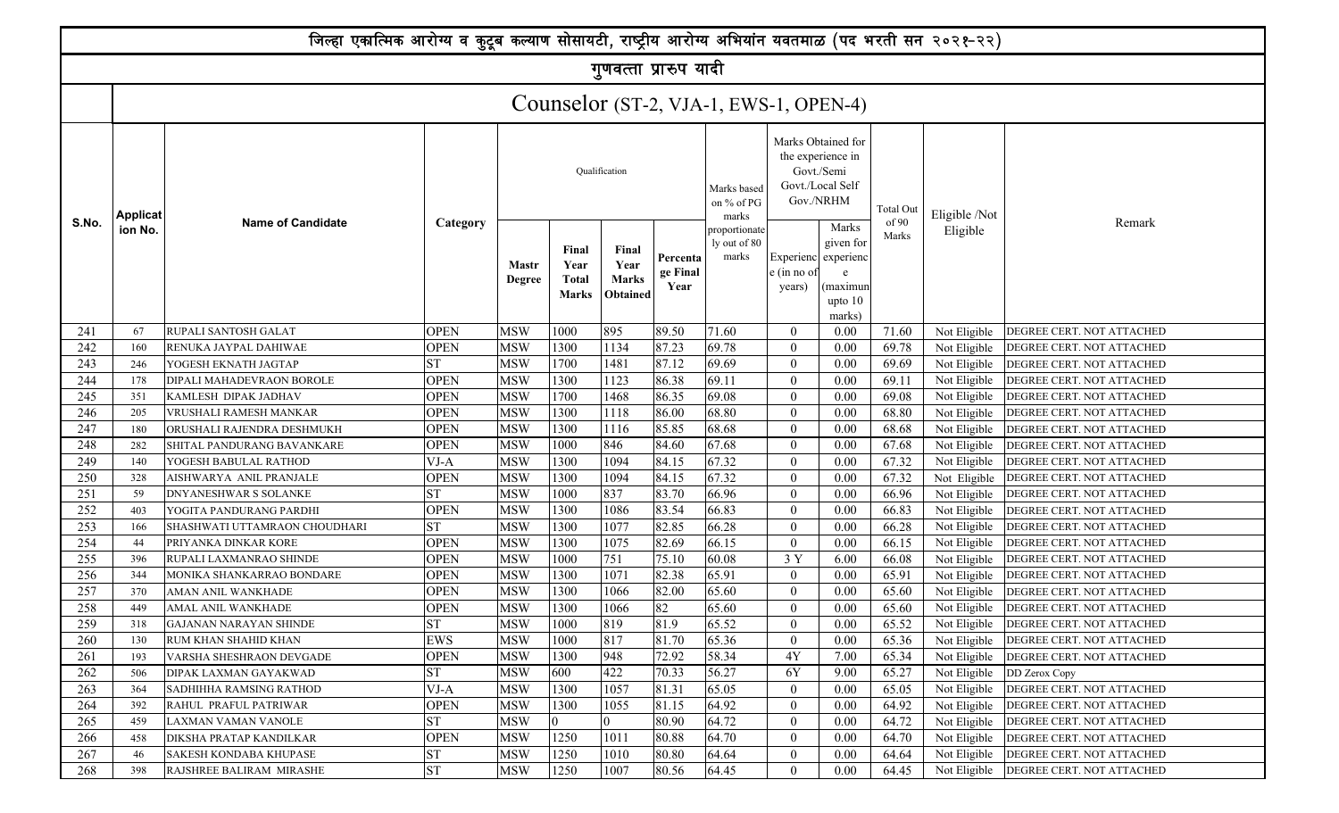# जिल्हा एकात्मिक आरोग्य व कुटूब कल्याण सोसायटी, राष्ट्रीय आरोग्य अभियांन यवतमाळ (पद भरती सन २०२१-२२)

## गुणवत्ता प्रारुप यादी

## Counselor (ST-2, VJA-1, EWS-1, OPEN-4)

| S.No. | Application No. | Name of Candidate | Category | Qualification | | | | Marks based on % of PG marks | Marks Obtained for the experience in Govt./Semi Govt./Local Self Gov./NRHM | | Total Out of 90 Marks | Eligible /Not Eligible | Remark |
|---|---|---|---|---|---|---|---|---|---|---|---|---|---|
| | | | | Mastr Degree | Final Year Total Marks | Final Year Marks Obtained | Percentage Final Year | proportionately out of 80 marks | Experience (in no of years) | Marks given for experience (maximun upto 10 marks) | | | |
| 241 | 67 | RUPALI SANTOSH GALAT | OPEN | MSW | 1000 | 895 | 89.50 | 71.60 | 0 | 0.00 | 71.60 | Not Eligible | DEGREE CERT. NOT ATTACHED |
| 242 | 160 | RENUKA JAYPAL DAHIWAE | OPEN | MSW | 1300 | 1134 | 87.23 | 69.78 | 0 | 0.00 | 69.78 | Not Eligible | DEGREE CERT. NOT ATTACHED |
| 243 | 246 | YOGESH EKNATH JAGTAP | ST | MSW | 1700 | 1481 | 87.12 | 69.69 | 0 | 0.00 | 69.69 | Not Eligible | DEGREE CERT. NOT ATTACHED |
| 244 | 178 | DIPALI MAHADEVRAON BOROLE | OPEN | MSW | 1300 | 1123 | 86.38 | 69.11 | 0 | 0.00 | 69.11 | Not Eligible | DEGREE CERT. NOT ATTACHED |
| 245 | 351 | KAMLESH DIPAK JADHAV | OPEN | MSW | 1700 | 1468 | 86.35 | 69.08 | 0 | 0.00 | 69.08 | Not Eligible | DEGREE CERT. NOT ATTACHED |
| 246 | 205 | VRUSHALI RAMESH MANKAR | OPEN | MSW | 1300 | 1118 | 86.00 | 68.80 | 0 | 0.00 | 68.80 | Not Eligible | DEGREE CERT. NOT ATTACHED |
| 247 | 180 | ORUSHALI RAJENDRA DESHMUKH | OPEN | MSW | 1300 | 1116 | 85.85 | 68.68 | 0 | 0.00 | 68.68 | Not Eligible | DEGREE CERT. NOT ATTACHED |
| 248 | 282 | SHITAL PANDURANG BAVANKARE | OPEN | MSW | 1000 | 846 | 84.60 | 67.68 | 0 | 0.00 | 67.68 | Not Eligible | DEGREE CERT. NOT ATTACHED |
| 249 | 140 | YOGESH BABULAL RATHOD | VJ-A | MSW | 1300 | 1094 | 84.15 | 67.32 | 0 | 0.00 | 67.32 | Not Eligible | DEGREE CERT. NOT ATTACHED |
| 250 | 328 | AISHWARYA ANIL PRANJALE | OPEN | MSW | 1300 | 1094 | 84.15 | 67.32 | 0 | 0.00 | 67.32 | Not Eligible | DEGREE CERT. NOT ATTACHED |
| 251 | 59 | DNYANESHWAR S SOLANKE | ST | MSW | 1000 | 837 | 83.70 | 66.96 | 0 | 0.00 | 66.96 | Not Eligible | DEGREE CERT. NOT ATTACHED |
| 252 | 403 | YOGITA PANDURANG PARDHI | OPEN | MSW | 1300 | 1086 | 83.54 | 66.83 | 0 | 0.00 | 66.83 | Not Eligible | DEGREE CERT. NOT ATTACHED |
| 253 | 166 | SHASHWATI UTTAMRAON CHOUDHARI | ST | MSW | 1300 | 1077 | 82.85 | 66.28 | 0 | 0.00 | 66.28 | Not Eligible | DEGREE CERT. NOT ATTACHED |
| 254 | 44 | PRIYANKA DINKAR KORE | OPEN | MSW | 1300 | 1075 | 82.69 | 66.15 | 0 | 0.00 | 66.15 | Not Eligible | DEGREE CERT. NOT ATTACHED |
| 255 | 396 | RUPALI LAXMANRAO SHINDE | OPEN | MSW | 1000 | 751 | 75.10 | 60.08 | 3 Y | 6.00 | 66.08 | Not Eligible | DEGREE CERT. NOT ATTACHED |
| 256 | 344 | MONIKA SHANKARRAO BONDARE | OPEN | MSW | 1300 | 1071 | 82.38 | 65.91 | 0 | 0.00 | 65.91 | Not Eligible | DEGREE CERT. NOT ATTACHED |
| 257 | 370 | AMAN ANIL WANKHADE | OPEN | MSW | 1300 | 1066 | 82.00 | 65.60 | 0 | 0.00 | 65.60 | Not Eligible | DEGREE CERT. NOT ATTACHED |
| 258 | 449 | AMAL ANIL WANKHADE | OPEN | MSW | 1300 | 1066 | 82 | 65.60 | 0 | 0.00 | 65.60 | Not Eligible | DEGREE CERT. NOT ATTACHED |
| 259 | 318 | GAJANAN NARAYAN SHINDE | ST | MSW | 1000 | 819 | 81.9 | 65.52 | 0 | 0.00 | 65.52 | Not Eligible | DEGREE CERT. NOT ATTACHED |
| 260 | 130 | RUM KHAN SHAHID KHAN | EWS | MSW | 1000 | 817 | 81.70 | 65.36 | 0 | 0.00 | 65.36 | Not Eligible | DEGREE CERT. NOT ATTACHED |
| 261 | 193 | VARSHA SHESHRAON DEVGADE | OPEN | MSW | 1300 | 948 | 72.92 | 58.34 | 4Y | 7.00 | 65.34 | Not Eligible | DEGREE CERT. NOT ATTACHED |
| 262 | 506 | DIPAK LAXMAN GAYAKWAD | ST | MSW | 600 | 422 | 70.33 | 56.27 | 6Y | 9.00 | 65.27 | Not Eligible | DD Zerox Copy |
| 263 | 364 | SADHIHHA RAMSING RATHOD | VJ-A | MSW | 1300 | 1057 | 81.31 | 65.05 | 0 | 0.00 | 65.05 | Not Eligible | DEGREE CERT. NOT ATTACHED |
| 264 | 392 | RAHUL PRAFUL PATRIWAR | OPEN | MSW | 1300 | 1055 | 81.15 | 64.92 | 0 | 0.00 | 64.92 | Not Eligible | DEGREE CERT. NOT ATTACHED |
| 265 | 459 | LAXMAN VAMAN VANOLE | ST | MSW | 0 | 0 | 80.90 | 64.72 | 0 | 0.00 | 64.72 | Not Eligible | DEGREE CERT. NOT ATTACHED |
| 266 | 458 | DIKSHA PRATAP KANDILKAR | OPEN | MSW | 1250 | 1011 | 80.88 | 64.70 | 0 | 0.00 | 64.70 | Not Eligible | DEGREE CERT. NOT ATTACHED |
| 267 | 46 | SAKESH KONDABA KHUPASE | ST | MSW | 1250 | 1010 | 80.80 | 64.64 | 0 | 0.00 | 64.64 | Not Eligible | DEGREE CERT. NOT ATTACHED |
| 268 | 398 | RAJSHREE BALIRAM MIRASHE | ST | MSW | 1250 | 1007 | 80.56 | 64.45 | 0 | 0.00 | 64.45 | Not Eligible | DEGREE CERT. NOT ATTACHED |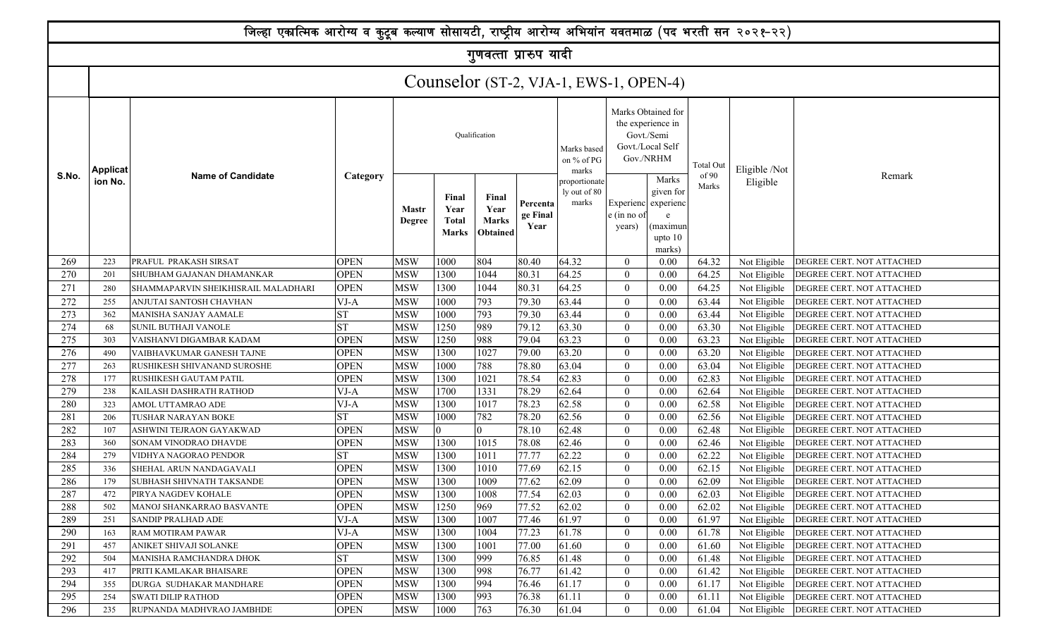# जिल्हा एकात्मिक आरोग्य व कुटूब कल्याण सोसायटी, राष्ट्रीय आरोग्य अभियांन यवतमाळ (पद भरती सन २०२१-२२)

## गुणवत्ता प्रारुप यादी

## Counselor (ST-2, VJA-1, EWS-1, OPEN-4)

| S.No. | Application No. | Name of Candidate | Category | Qualification | | | | Marks based on % of PG marks | Marks Obtained for the experience in Govt./Semi Govt./Local Self Gov./NRHM | | Total Out of 90 Marks | Eligible /Not Eligible | Remark |
|---|---|---|---|---|---|---|---|---|---|---|---|---|---|
| | | | | Mastr Degree | Final Year Total Marks | Final Year Marks Obtained | Percentage Final Year | proportionately out of 80 marks | Experience (in no of years) | Marks given for experience (maximun upto 10 marks) | | | |
| 269 | 223 | PRAFUL PRAKASH SIRSAT | OPEN | MSW | 1000 | 804 | 80.40 | 64.32 | 0 | 0.00 | 64.32 | Not Eligible | DEGREE CERT. NOT ATTACHED |
| 270 | 201 | SHUBHAM GAJANAN DHAMANKAR | OPEN | MSW | 1300 | 1044 | 80.31 | 64.25 | 0 | 0.00 | 64.25 | Not Eligible | DEGREE CERT. NOT ATTACHED |
| 271 | 280 | SHAMMAPARVIN SHEIKHISRAIL MALADHARI | OPEN | MSW | 1300 | 1044 | 80.31 | 64.25 | 0 | 0.00 | 64.25 | Not Eligible | DEGREE CERT. NOT ATTACHED |
| 272 | 255 | ANJUTAI SANTOSH CHAVHAN | VJ-A | MSW | 1000 | 793 | 79.30 | 63.44 | 0 | 0.00 | 63.44 | Not Eligible | DEGREE CERT. NOT ATTACHED |
| 273 | 362 | MANISHA SANJAY AAMALE | ST | MSW | 1000 | 793 | 79.30 | 63.44 | 0 | 0.00 | 63.44 | Not Eligible | DEGREE CERT. NOT ATTACHED |
| 274 | 68 | SUNIL BUTHAJI VANOLE | ST | MSW | 1250 | 989 | 79.12 | 63.30 | 0 | 0.00 | 63.30 | Not Eligible | DEGREE CERT. NOT ATTACHED |
| 275 | 303 | VAISHANVI DIGAMBAR KADAM | OPEN | MSW | 1250 | 988 | 79.04 | 63.23 | 0 | 0.00 | 63.23 | Not Eligible | DEGREE CERT. NOT ATTACHED |
| 276 | 490 | VAIBHAVKUMAR GANESH TAJNE | OPEN | MSW | 1300 | 1027 | 79.00 | 63.20 | 0 | 0.00 | 63.20 | Not Eligible | DEGREE CERT. NOT ATTACHED |
| 277 | 263 | RUSHIKESH SHIVANAND SUROSHE | OPEN | MSW | 1000 | 788 | 78.80 | 63.04 | 0 | 0.00 | 63.04 | Not Eligible | DEGREE CERT. NOT ATTACHED |
| 278 | 177 | RUSHIKESH GAUTAM PATIL | OPEN | MSW | 1300 | 1021 | 78.54 | 62.83 | 0 | 0.00 | 62.83 | Not Eligible | DEGREE CERT. NOT ATTACHED |
| 279 | 238 | KAILASH DASHRATH RATHOD | VJ-A | MSW | 1700 | 1331 | 78.29 | 62.64 | 0 | 0.00 | 62.64 | Not Eligible | DEGREE CERT. NOT ATTACHED |
| 280 | 323 | AMOL UTTAMRAO ADE | VJ-A | MSW | 1300 | 1017 | 78.23 | 62.58 | 0 | 0.00 | 62.58 | Not Eligible | DEGREE CERT. NOT ATTACHED |
| 281 | 206 | TUSHAR NARAYAN BOKE | ST | MSW | 1000 | 782 | 78.20 | 62.56 | 0 | 0.00 | 62.56 | Not Eligible | DEGREE CERT. NOT ATTACHED |
| 282 | 107 | ASHWINI TEJRAON GAYAKWAD | OPEN | MSW | 0 | 0 | 78.10 | 62.48 | 0 | 0.00 | 62.48 | Not Eligible | DEGREE CERT. NOT ATTACHED |
| 283 | 360 | SONAM VINODRAO DHAVDE | OPEN | MSW | 1300 | 1015 | 78.08 | 62.46 | 0 | 0.00 | 62.46 | Not Eligible | DEGREE CERT. NOT ATTACHED |
| 284 | 279 | VIDHYA NAGORAO PENDOR | ST | MSW | 1300 | 1011 | 77.77 | 62.22 | 0 | 0.00 | 62.22 | Not Eligible | DEGREE CERT. NOT ATTACHED |
| 285 | 336 | SHEHAL ARUN NANDAGAVALI | OPEN | MSW | 1300 | 1010 | 77.69 | 62.15 | 0 | 0.00 | 62.15 | Not Eligible | DEGREE CERT. NOT ATTACHED |
| 286 | 179 | SUBHASH SHIVNATH TAKSANDE | OPEN | MSW | 1300 | 1009 | 77.62 | 62.09 | 0 | 0.00 | 62.09 | Not Eligible | DEGREE CERT. NOT ATTACHED |
| 287 | 472 | PIRYA NAGDEV KOHALE | OPEN | MSW | 1300 | 1008 | 77.54 | 62.03 | 0 | 0.00 | 62.03 | Not Eligible | DEGREE CERT. NOT ATTACHED |
| 288 | 502 | MANOJ SHANKARRAO BASVANTE | OPEN | MSW | 1250 | 969 | 77.52 | 62.02 | 0 | 0.00 | 62.02 | Not Eligible | DEGREE CERT. NOT ATTACHED |
| 289 | 251 | SANDIP PRALHAD ADE | VJ-A | MSW | 1300 | 1007 | 77.46 | 61.97 | 0 | 0.00 | 61.97 | Not Eligible | DEGREE CERT. NOT ATTACHED |
| 290 | 163 | RAM MOTIRAM PAWAR | VJ-A | MSW | 1300 | 1004 | 77.23 | 61.78 | 0 | 0.00 | 61.78 | Not Eligible | DEGREE CERT. NOT ATTACHED |
| 291 | 457 | ANIKET SHIVAJI SOLANKE | OPEN | MSW | 1300 | 1001 | 77.00 | 61.60 | 0 | 0.00 | 61.60 | Not Eligible | DEGREE CERT. NOT ATTACHED |
| 292 | 504 | MANISHA RAMCHANDRA DHOK | ST | MSW | 1300 | 999 | 76.85 | 61.48 | 0 | 0.00 | 61.48 | Not Eligible | DEGREE CERT. NOT ATTACHED |
| 293 | 417 | PRITI KAMLAKAR BHAISARE | OPEN | MSW | 1300 | 998 | 76.77 | 61.42 | 0 | 0.00 | 61.42 | Not Eligible | DEGREE CERT. NOT ATTACHED |
| 294 | 355 | DURGA SUDHAKAR MANDHARE | OPEN | MSW | 1300 | 994 | 76.46 | 61.17 | 0 | 0.00 | 61.17 | Not Eligible | DEGREE CERT. NOT ATTACHED |
| 295 | 254 | SWATI DILIP RATHOD | OPEN | MSW | 1300 | 993 | 76.38 | 61.11 | 0 | 0.00 | 61.11 | Not Eligible | DEGREE CERT. NOT ATTACHED |
| 296 | 235 | RUPNANDA MADHVRAO JAMBHDE | OPEN | MSW | 1000 | 763 | 76.30 | 61.04 | 0 | 0.00 | 61.04 | Not Eligible | DEGREE CERT. NOT ATTACHED |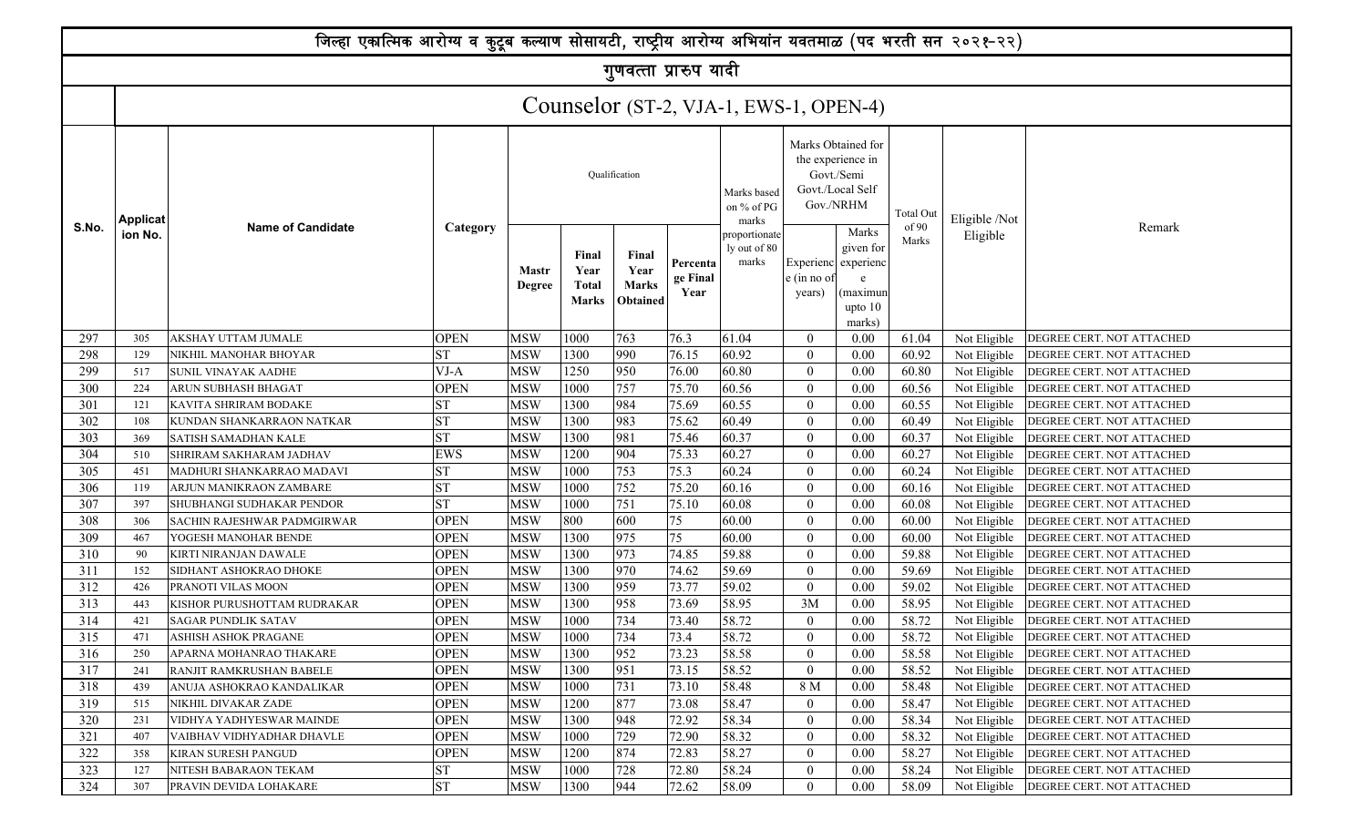# जिल्हा एकात्मिक आरोग्य व कुटूब कल्याण सोसायटी, राष्ट्रीय आरोग्य अभियांन यवतमाळ (पद भरती सन २०२१-२२)

## गुणवत्ता प्रारुप यादी

### Counselor (ST-2, VJA-1, EWS-1, OPEN-4)

| S.No. | Application No. | Name of Candidate | Category | Qualification | | | | Marks based on % of PG marks proportionately out of 80 marks | Marks Obtained for the experience in Govt./Semi Govt./Local Self Gov./NRHM | | Total Out of 90 Marks | Eligible /Not Eligible | Remark |
|---|---|---|---|---|---|---|---|---|---|---|---|---|---|
| | | | | Mastr Degree | Final Year Total Marks | Final Year Marks Obtained | Percentage Final Year | | Experience (in no of years) | Marks given for experience (maximum upto 10 marks) | | | |
| 297 | 305 | AKSHAY UTTAM JUMALE | OPEN | MSW | 1000 | 763 | 76.3 | 61.04 | 0 | 0.00 | 61.04 | Not Eligible | DEGREE CERT. NOT ATTACHED |
| 298 | 129 | NIKHIL MANOHAR BHOYAR | ST | MSW | 1300 | 990 | 76.15 | 60.92 | 0 | 0.00 | 60.92 | Not Eligible | DEGREE CERT. NOT ATTACHED |
| 299 | 517 | SUNIL VINAYAK AADHE | VJ-A | MSW | 1250 | 950 | 76.00 | 60.80 | 0 | 0.00 | 60.80 | Not Eligible | DEGREE CERT. NOT ATTACHED |
| 300 | 224 | ARUN SUBHASH BHAGAT | OPEN | MSW | 1000 | 757 | 75.70 | 60.56 | 0 | 0.00 | 60.56 | Not Eligible | DEGREE CERT. NOT ATTACHED |
| 301 | 121 | KAVITA SHRIRAM BODAKE | ST | MSW | 1300 | 984 | 75.69 | 60.55 | 0 | 0.00 | 60.55 | Not Eligible | DEGREE CERT. NOT ATTACHED |
| 302 | 108 | KUNDAN SHANKARRAON NATKAR | ST | MSW | 1300 | 983 | 75.62 | 60.49 | 0 | 0.00 | 60.49 | Not Eligible | DEGREE CERT. NOT ATTACHED |
| 303 | 369 | SATISH SAMADHAN KALE | ST | MSW | 1300 | 981 | 75.46 | 60.37 | 0 | 0.00 | 60.37 | Not Eligible | DEGREE CERT. NOT ATTACHED |
| 304 | 510 | SHRIRAM SAKHARAM JADHAV | EWS | MSW | 1200 | 904 | 75.33 | 60.27 | 0 | 0.00 | 60.27 | Not Eligible | DEGREE CERT. NOT ATTACHED |
| 305 | 451 | MADHURI SHANKARRAO MADAVI | ST | MSW | 1000 | 753 | 75.3 | 60.24 | 0 | 0.00 | 60.24 | Not Eligible | DEGREE CERT. NOT ATTACHED |
| 306 | 119 | ARJUN MANIKRAON ZAMBARE | ST | MSW | 1000 | 752 | 75.20 | 60.16 | 0 | 0.00 | 60.16 | Not Eligible | DEGREE CERT. NOT ATTACHED |
| 307 | 397 | SHUBHANGI SUDHAKAR PENDOR | ST | MSW | 1000 | 751 | 75.10 | 60.08 | 0 | 0.00 | 60.08 | Not Eligible | DEGREE CERT. NOT ATTACHED |
| 308 | 306 | SACHIN RAJESHWAR PADMGIRWAR | OPEN | MSW | 800 | 600 | 75 | 60.00 | 0 | 0.00 | 60.00 | Not Eligible | DEGREE CERT. NOT ATTACHED |
| 309 | 467 | YOGESH MANOHAR BENDE | OPEN | MSW | 1300 | 975 | 75 | 60.00 | 0 | 0.00 | 60.00 | Not Eligible | DEGREE CERT. NOT ATTACHED |
| 310 | 90 | KIRTI NIRANJAN DAWALE | OPEN | MSW | 1300 | 973 | 74.85 | 59.88 | 0 | 0.00 | 59.88 | Not Eligible | DEGREE CERT. NOT ATTACHED |
| 311 | 152 | SIDHANT ASHOKRAO DHOKE | OPEN | MSW | 1300 | 970 | 74.62 | 59.69 | 0 | 0.00 | 59.69 | Not Eligible | DEGREE CERT. NOT ATTACHED |
| 312 | 426 | PRANOTI VILAS MOON | OPEN | MSW | 1300 | 959 | 73.77 | 59.02 | 0 | 0.00 | 59.02 | Not Eligible | DEGREE CERT. NOT ATTACHED |
| 313 | 443 | KISHOR PURUSHOTTAM RUDRAKAR | OPEN | MSW | 1300 | 958 | 73.69 | 58.95 | 3M | 0.00 | 58.95 | Not Eligible | DEGREE CERT. NOT ATTACHED |
| 314 | 421 | SAGAR PUNDLIK SATAV | OPEN | MSW | 1000 | 734 | 73.40 | 58.72 | 0 | 0.00 | 58.72 | Not Eligible | DEGREE CERT. NOT ATTACHED |
| 315 | 471 | ASHISH ASHOK PRAGANE | OPEN | MSW | 1000 | 734 | 73.4 | 58.72 | 0 | 0.00 | 58.72 | Not Eligible | DEGREE CERT. NOT ATTACHED |
| 316 | 250 | APARNA MOHANRAO THAKARE | OPEN | MSW | 1300 | 952 | 73.23 | 58.58 | 0 | 0.00 | 58.58 | Not Eligible | DEGREE CERT. NOT ATTACHED |
| 317 | 241 | RANJIT RAMKRUSHAN BABELE | OPEN | MSW | 1300 | 951 | 73.15 | 58.52 | 0 | 0.00 | 58.52 | Not Eligible | DEGREE CERT. NOT ATTACHED |
| 318 | 439 | ANUJA ASHOKRAO KANDALIKAR | OPEN | MSW | 1000 | 731 | 73.10 | 58.48 | 8 M | 0.00 | 58.48 | Not Eligible | DEGREE CERT. NOT ATTACHED |
| 319 | 515 | NIKHIL DIVAKAR ZADE | OPEN | MSW | 1200 | 877 | 73.08 | 58.47 | 0 | 0.00 | 58.47 | Not Eligible | DEGREE CERT. NOT ATTACHED |
| 320 | 231 | VIDHYA YADHYESWAR MAINDE | OPEN | MSW | 1300 | 948 | 72.92 | 58.34 | 0 | 0.00 | 58.34 | Not Eligible | DEGREE CERT. NOT ATTACHED |
| 321 | 407 | VAIBHAV VIDHYADHAR DHAVLE | OPEN | MSW | 1000 | 729 | 72.90 | 58.32 | 0 | 0.00 | 58.32 | Not Eligible | DEGREE CERT. NOT ATTACHED |
| 322 | 358 | KIRAN SURESH PANGUD | OPEN | MSW | 1200 | 874 | 72.83 | 58.27 | 0 | 0.00 | 58.27 | Not Eligible | DEGREE CERT. NOT ATTACHED |
| 323 | 127 | NITESH BABARAON TEKAM | ST | MSW | 1000 | 728 | 72.80 | 58.24 | 0 | 0.00 | 58.24 | Not Eligible | DEGREE CERT. NOT ATTACHED |
| 324 | 307 | PRAVIN DEVIDA LOHAKARE | ST | MSW | 1300 | 944 | 72.62 | 58.09 | 0 | 0.00 | 58.09 | Not Eligible | DEGREE CERT. NOT ATTACHED |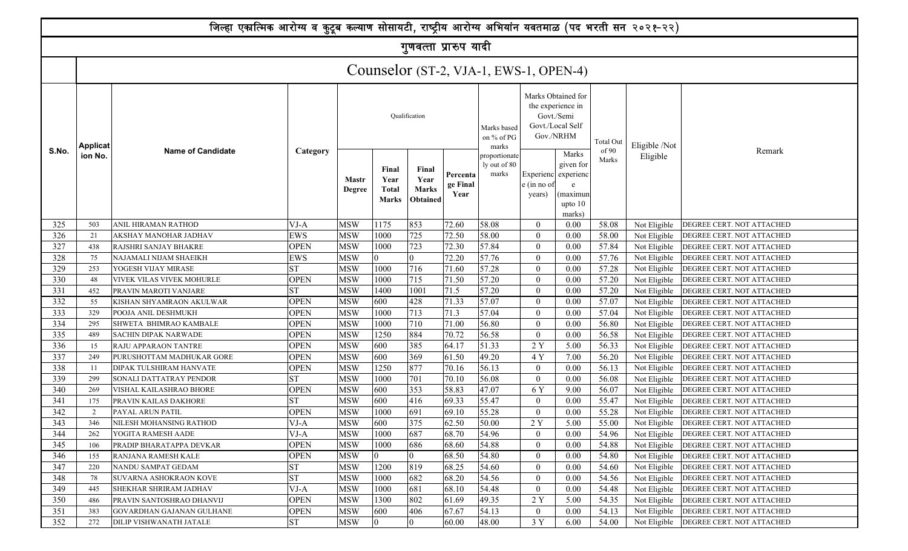# जिल्हा एकात्मिक आरोग्य व कुटूब कल्याण सोसायटी, राष्ट्रीय आरोग्य अभियांन यवतमाळ (पद भरती सन २०२१-२२)

## गुणवत्ता प्रारुप यादी

## Counselor (ST-2, VJA-1, EWS-1, OPEN-4)

| S.No. | Application No. | Name of Candidate | Category | Qualification | | | | Marks based on % of PG marks | Marks Obtained for the experience in Govt./Semi Govt./Local Self Gov./NRHM | | Total Out of 90 Marks | Eligible /Not Eligible | Remark |
|---|---|---|---|---|---|---|---|---|---|---|---|---|---|
| | | | | Mastr Degree | Final Year Total Marks | Final Year Marks Obtained | Percentage Final Year | proportionately out of 80 marks | Experience (in no of years) | Marks given for experience (maximum upto 10 marks) | | | |
| 325 | 503 | ANIL HIRAMAN RATHOD | VJ-A | MSW | 1175 | 853 | 72.60 | 58.08 | 0 | 0.00 | 58.08 | Not Eligible | DEGREE CERT. NOT ATTACHED |
| 326 | 21 | AKSHAY MANOHAR JADHAV | EWS | MSW | 1000 | 725 | 72.50 | 58.00 | 0 | 0.00 | 58.00 | Not Eligible | DEGREE CERT. NOT ATTACHED |
| 327 | 438 | RAJSHRI SANJAY BHAKRE | OPEN | MSW | 1000 | 723 | 72.30 | 57.84 | 0 | 0.00 | 57.84 | Not Eligible | DEGREE CERT. NOT ATTACHED |
| 328 | 75 | NAJAMALI NIJAM SHAIEKH | EWS | MSW | 0 | 0 | 72.20 | 57.76 | 0 | 0.00 | 57.76 | Not Eligible | DEGREE CERT. NOT ATTACHED |
| 329 | 253 | YOGESH VIJAY MIRASE | ST | MSW | 1000 | 716 | 71.60 | 57.28 | 0 | 0.00 | 57.28 | Not Eligible | DEGREE CERT. NOT ATTACHED |
| 330 | 48 | VIVEK VILAS VIVEK MOHURLE | OPEN | MSW | 1000 | 715 | 71.50 | 57.20 | 0 | 0.00 | 57.20 | Not Eligible | DEGREE CERT. NOT ATTACHED |
| 331 | 452 | PRAVIN MAROTI VANJARE | ST | MSW | 1400 | 1001 | 71.5 | 57.20 | 0 | 0.00 | 57.20 | Not Eligible | DEGREE CERT. NOT ATTACHED |
| 332 | 55 | KISHAN SHYAMRAON AKULWAR | OPEN | MSW | 600 | 428 | 71.33 | 57.07 | 0 | 0.00 | 57.07 | Not Eligible | DEGREE CERT. NOT ATTACHED |
| 333 | 329 | POOJA ANIL DESHMUKH | OPEN | MSW | 1000 | 713 | 71.3 | 57.04 | 0 | 0.00 | 57.04 | Not Eligible | DEGREE CERT. NOT ATTACHED |
| 334 | 295 | SHWETA BHIMRAO KAMBALE | OPEN | MSW | 1000 | 710 | 71.00 | 56.80 | 0 | 0.00 | 56.80 | Not Eligible | DEGREE CERT. NOT ATTACHED |
| 335 | 489 | SACHIN DIPAK NARWADE | OPEN | MSW | 1250 | 884 | 70.72 | 56.58 | 0 | 0.00 | 56.58 | Not Eligible | DEGREE CERT. NOT ATTACHED |
| 336 | 15 | RAJU APPARAON TANTRE | OPEN | MSW | 600 | 385 | 64.17 | 51.33 | 2 Y | 5.00 | 56.33 | Not Eligible | DEGREE CERT. NOT ATTACHED |
| 337 | 249 | PURUSHOTTAM MADHUKAR GORE | OPEN | MSW | 600 | 369 | 61.50 | 49.20 | 4 Y | 7.00 | 56.20 | Not Eligible | DEGREE CERT. NOT ATTACHED |
| 338 | 11 | DIPAK TULSHIRAM HANVATE | OPEN | MSW | 1250 | 877 | 70.16 | 56.13 | 0 | 0.00 | 56.13 | Not Eligible | DEGREE CERT. NOT ATTACHED |
| 339 | 299 | SONALI DATTATRAY PENDOR | ST | MSW | 1000 | 701 | 70.10 | 56.08 | 0 | 0.00 | 56.08 | Not Eligible | DEGREE CERT. NOT ATTACHED |
| 340 | 269 | VISHAL KAILASHRAO BHORE | OPEN | MSW | 600 | 353 | 58.83 | 47.07 | 6 Y | 9.00 | 56.07 | Not Eligible | DEGREE CERT. NOT ATTACHED |
| 341 | 175 | PRAVIN KAILAS DAKHORE | ST | MSW | 600 | 416 | 69.33 | 55.47 | 0 | 0.00 | 55.47 | Not Eligible | DEGREE CERT. NOT ATTACHED |
| 342 | 2 | PAYAL ARUN PATIL | OPEN | MSW | 1000 | 691 | 69.10 | 55.28 | 0 | 0.00 | 55.28 | Not Eligible | DEGREE CERT. NOT ATTACHED |
| 343 | 346 | NILESH MOHANSING RATHOD | VJ-A | MSW | 600 | 375 | 62.50 | 50.00 | 2 Y | 5.00 | 55.00 | Not Eligible | DEGREE CERT. NOT ATTACHED |
| 344 | 262 | YOGITA RAMESH AADE | VJ-A | MSW | 1000 | 687 | 68.70 | 54.96 | 0 | 0.00 | 54.96 | Not Eligible | DEGREE CERT. NOT ATTACHED |
| 345 | 106 | PRADIP BHARATAPPA DEVKAR | OPEN | MSW | 1000 | 686 | 68.60 | 54.88 | 0 | 0.00 | 54.88 | Not Eligible | DEGREE CERT. NOT ATTACHED |
| 346 | 155 | RANJANA RAMESH KALE | OPEN | MSW | 0 | 0 | 68.50 | 54.80 | 0 | 0.00 | 54.80 | Not Eligible | DEGREE CERT. NOT ATTACHED |
| 347 | 220 | NANDU SAMPAT GEDAM | ST | MSW | 1200 | 819 | 68.25 | 54.60 | 0 | 0.00 | 54.60 | Not Eligible | DEGREE CERT. NOT ATTACHED |
| 348 | 78 | SUVARNA ASHOKRAON KOVE | ST | MSW | 1000 | 682 | 68.20 | 54.56 | 0 | 0.00 | 54.56 | Not Eligible | DEGREE CERT. NOT ATTACHED |
| 349 | 445 | SHEKHAR SHRIRAM JADHAV | VJ-A | MSW | 1000 | 681 | 68.10 | 54.48 | 0 | 0.00 | 54.48 | Not Eligible | DEGREE CERT. NOT ATTACHED |
| 350 | 486 | PRAVIN SANTOSHRAO DHANVIJ | OPEN | MSW | 1300 | 802 | 61.69 | 49.35 | 2 Y | 5.00 | 54.35 | Not Eligible | DEGREE CERT. NOT ATTACHED |
| 351 | 383 | GOVARDHAN GAJANAN GULHANE | OPEN | MSW | 600 | 406 | 67.67 | 54.13 | 0 | 0.00 | 54.13 | Not Eligible | DEGREE CERT. NOT ATTACHED |
| 352 | 272 | DILIP VISHWANATH JATALE | ST | MSW | 0 | 0 | 60.00 | 48.00 | 3 Y | 6.00 | 54.00 | Not Eligible | DEGREE CERT. NOT ATTACHED |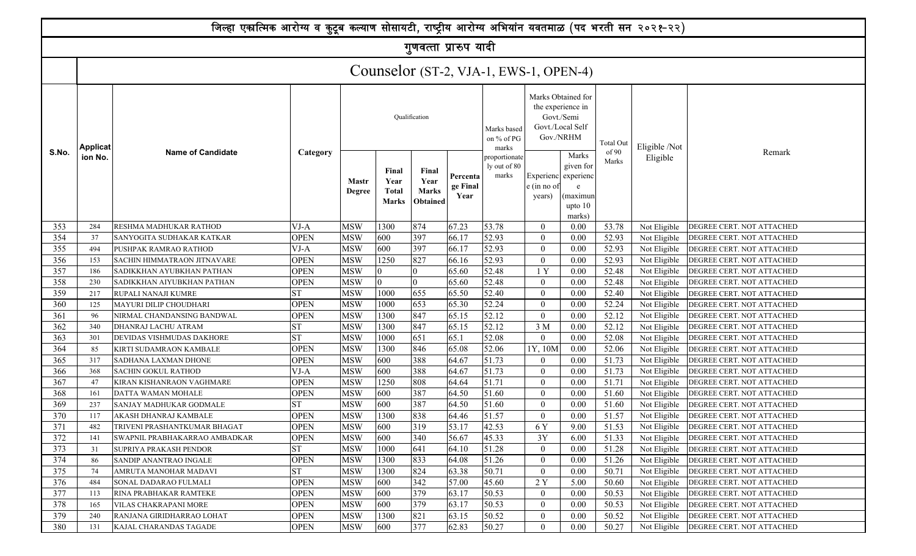# जिल्हा एकात्मिक आरोग्य व कुटूब कल्याण सोसायटी, राष्ट्रीय आरोग्य अभियांन यवतमाळ (पद भरती सन २०२१-२२)

## गुणवत्ता प्रारुप यादी

## Counselor (ST-2, VJA-1, EWS-1, OPEN-4)

| S.No. | Application No. | Name of Candidate | Category | Qualification | | | | Marks based on % of PG marks | Marks Obtained for the experience in Govt./Semi Govt./Local Self Gov./NRHM | | Total Out of 90 Marks | Eligible /Not Eligible | Remark |
|---|---|---|---|---|---|---|---|---|---|---|---|---|---|
| | | | | Mastr Degree | Final Year Total Marks | Final Year Marks Obtained | Percentage Final Year | proportionately out of 80 marks | Experience (in no of years) | Marks given for experience (maximun upto 10 marks) | | | |
| 353 | 284 | RESHMA MADHUKAR RATHOD | VJ-A | MSW | 1300 | 874 | 67.23 | 53.78 | 0 | 0.00 | 53.78 | Not Eligible | DEGREE CERT. NOT ATTACHED |
| 354 | 37 | SANYOGITA SUDHAKAR KATKAR | OPEN | MSW | 600 | 397 | 66.17 | 52.93 | 0 | 0.00 | 52.93 | Not Eligible | DEGREE CERT. NOT ATTACHED |
| 355 | 494 | PUSHPAK RAMRAO RATHOD | VJ-A | MSW | 600 | 397 | 66.17 | 52.93 | 0 | 0.00 | 52.93 | Not Eligible | DEGREE CERT. NOT ATTACHED |
| 356 | 153 | SACHIN HIMMATRAON JITNAVARE | OPEN | MSW | 1250 | 827 | 66.16 | 52.93 | 0 | 0.00 | 52.93 | Not Eligible | DEGREE CERT. NOT ATTACHED |
| 357 | 186 | SADIKKHAN AYUBKHAN PATHAN | OPEN | MSW | 0 | 0 | 65.60 | 52.48 | 1 Y | 0.00 | 52.48 | Not Eligible | DEGREE CERT. NOT ATTACHED |
| 358 | 230 | SADIKKHAN AIYUBKHAN PATHAN | OPEN | MSW | 0 | 0 | 65.60 | 52.48 | 0 | 0.00 | 52.48 | Not Eligible | DEGREE CERT. NOT ATTACHED |
| 359 | 217 | RUPALI NANAJI KUMRE | ST | MSW | 1000 | 655 | 65.50 | 52.40 | 0 | 0.00 | 52.40 | Not Eligible | DEGREE CERT. NOT ATTACHED |
| 360 | 125 | MAYURI DILIP CHOUDHARI | OPEN | MSW | 1000 | 653 | 65.30 | 52.24 | 0 | 0.00 | 52.24 | Not Eligible | DEGREE CERT. NOT ATTACHED |
| 361 | 96 | NIRMAL CHANDANSING BANDWAL | OPEN | MSW | 1300 | 847 | 65.15 | 52.12 | 0 | 0.00 | 52.12 | Not Eligible | DEGREE CERT. NOT ATTACHED |
| 362 | 340 | DHANRAJ LACHU ATRAM | ST | MSW | 1300 | 847 | 65.15 | 52.12 | 3 M | 0.00 | 52.12 | Not Eligible | DEGREE CERT. NOT ATTACHED |
| 363 | 301 | DEVIDAS VISHMUDAS DAKHORE | ST | MSW | 1000 | 651 | 65.1 | 52.08 | 0 | 0.00 | 52.08 | Not Eligible | DEGREE CERT. NOT ATTACHED |
| 364 | 85 | KIRTI SUDAMRAON KAMBALE | OPEN | MSW | 1300 | 846 | 65.08 | 52.06 | 1Y, 10M | 0.00 | 52.06 | Not Eligible | DEGREE CERT. NOT ATTACHED |
| 365 | 317 | SADHANA LAXMAN DHONE | OPEN | MSW | 600 | 388 | 64.67 | 51.73 | 0 | 0.00 | 51.73 | Not Eligible | DEGREE CERT. NOT ATTACHED |
| 366 | 368 | SACHIN GOKUL RATHOD | VJ-A | MSW | 600 | 388 | 64.67 | 51.73 | 0 | 0.00 | 51.73 | Not Eligible | DEGREE CERT. NOT ATTACHED |
| 367 | 47 | KIRAN KISHANRAON VAGHMARE | OPEN | MSW | 1250 | 808 | 64.64 | 51.71 | 0 | 0.00 | 51.71 | Not Eligible | DEGREE CERT. NOT ATTACHED |
| 368 | 161 | DATTA WAMAN MOHALE | OPEN | MSW | 600 | 387 | 64.50 | 51.60 | 0 | 0.00 | 51.60 | Not Eligible | DEGREE CERT. NOT ATTACHED |
| 369 | 237 | SANJAY MADHUKAR GODMALE | ST | MSW | 600 | 387 | 64.50 | 51.60 | 0 | 0.00 | 51.60 | Not Eligible | DEGREE CERT. NOT ATTACHED |
| 370 | 117 | AKASH DHANRAJ KAMBALE | OPEN | MSW | 1300 | 838 | 64.46 | 51.57 | 0 | 0.00 | 51.57 | Not Eligible | DEGREE CERT. NOT ATTACHED |
| 371 | 482 | TRIVENI PRASHANTKUMAR BHAGAT | OPEN | MSW | 600 | 319 | 53.17 | 42.53 | 6 Y | 9.00 | 51.53 | Not Eligible | DEGREE CERT. NOT ATTACHED |
| 372 | 141 | SWAPNIL PRABHAKARRAO AMBADKAR | OPEN | MSW | 600 | 340 | 56.67 | 45.33 | 3Y | 6.00 | 51.33 | Not Eligible | DEGREE CERT. NOT ATTACHED |
| 373 | 31 | SUPRIYA PRAKASH PENDOR | ST | MSW | 1000 | 641 | 64.10 | 51.28 | 0 | 0.00 | 51.28 | Not Eligible | DEGREE CERT. NOT ATTACHED |
| 374 | 86 | SANDIP ANANTRAO INGALE | OPEN | MSW | 1300 | 833 | 64.08 | 51.26 | 0 | 0.00 | 51.26 | Not Eligible | DEGREE CERT. NOT ATTACHED |
| 375 | 74 | AMRUTA MANOHAR MADAVI | ST | MSW | 1300 | 824 | 63.38 | 50.71 | 0 | 0.00 | 50.71 | Not Eligible | DEGREE CERT. NOT ATTACHED |
| 376 | 484 | SONAL DADARAO FULMALI | OPEN | MSW | 600 | 342 | 57.00 | 45.60 | 2 Y | 5.00 | 50.60 | Not Eligible | DEGREE CERT. NOT ATTACHED |
| 377 | 113 | RINA PRABHAKAR RAMTEKE | OPEN | MSW | 600 | 379 | 63.17 | 50.53 | 0 | 0.00 | 50.53 | Not Eligible | DEGREE CERT. NOT ATTACHED |
| 378 | 165 | VILAS CHAKRAPANI MORE | OPEN | MSW | 600 | 379 | 63.17 | 50.53 | 0 | 0.00 | 50.53 | Not Eligible | DEGREE CERT. NOT ATTACHED |
| 379 | 240 | RANJANA GIRIDHARRAO LOHAT | OPEN | MSW | 1300 | 821 | 63.15 | 50.52 | 0 | 0.00 | 50.52 | Not Eligible | DEGREE CERT. NOT ATTACHED |
| 380 | 131 | KAJAL CHARANDAS TAGADE | OPEN | MSW | 600 | 377 | 62.83 | 50.27 | 0 | 0.00 | 50.27 | Not Eligible | DEGREE CERT. NOT ATTACHED |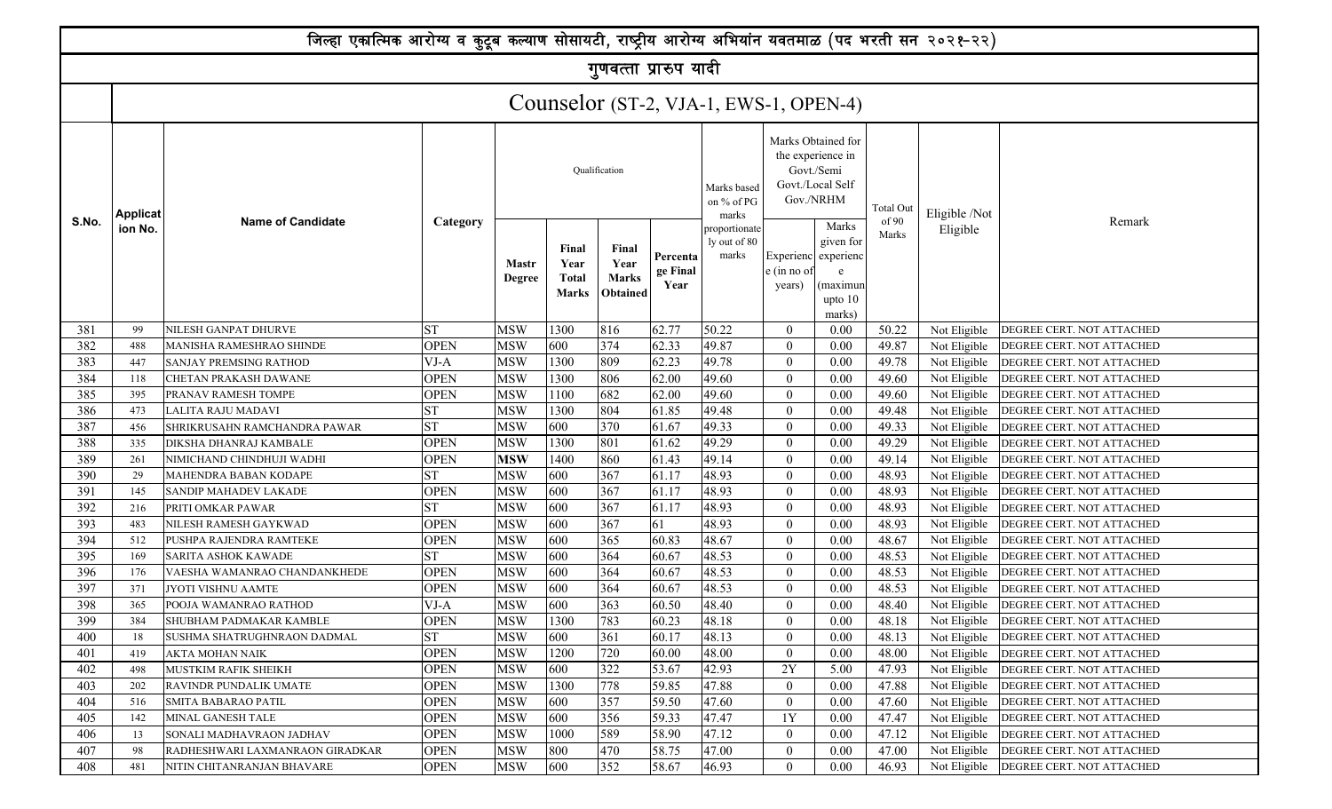# जिल्हा एकात्मिक आरोग्य व कुटूब कल्याण सोसायटी, राष्ट्रीय आरोग्य अभियांन यवतमाळ (पद भरती सन २०२१-२२)

## गुणवत्ता प्रारुप यादी

### Counselor (ST-2, VJA-1, EWS-1, OPEN-4)

| S.No. | Application No. | Name of Candidate | Category | Qualification | | | | Marks based on % of PG marks | Marks Obtained for the experience in Govt./Semi Govt./Local Self Gov./NRHM | | Total Out of 90 Marks | Eligible /Not Eligible | Remark |
|---|---|---|---|---|---|---|---|---|---|---|---|---|---|
| | | | | Mastr Degree | Final Year Total Marks | Final Year Marks Obtained | Percentage Final Year | proportionately out of 80 marks | Experience (in no of years) | Marks given for experience (maximun upto 10 marks) | | | |
| 381 | 99 | NILESH GANPAT DHURVE | ST | MSW | 1300 | 816 | 62.77 | 50.22 | 0 | 0.00 | 50.22 | Not Eligible | DEGREE CERT. NOT ATTACHED |
| 382 | 488 | MANISHA RAMESHRAO SHINDE | OPEN | MSW | 600 | 374 | 62.33 | 49.87 | 0 | 0.00 | 49.87 | Not Eligible | DEGREE CERT. NOT ATTACHED |
| 383 | 447 | SANJAY PREMSING RATHOD | VJ-A | MSW | 1300 | 809 | 62.23 | 49.78 | 0 | 0.00 | 49.78 | Not Eligible | DEGREE CERT. NOT ATTACHED |
| 384 | 118 | CHETAN PRAKASH DAWANE | OPEN | MSW | 1300 | 806 | 62.00 | 49.60 | 0 | 0.00 | 49.60 | Not Eligible | DEGREE CERT. NOT ATTACHED |
| 385 | 395 | PRANAV RAMESH TOMPE | OPEN | MSW | 1100 | 682 | 62.00 | 49.60 | 0 | 0.00 | 49.60 | Not Eligible | DEGREE CERT. NOT ATTACHED |
| 386 | 473 | LALITA RAJU MADAVI | ST | MSW | 1300 | 804 | 61.85 | 49.48 | 0 | 0.00 | 49.48 | Not Eligible | DEGREE CERT. NOT ATTACHED |
| 387 | 456 | SHRIKRUSAHN RAMCHANDRA PAWAR | ST | MSW | 600 | 370 | 61.67 | 49.33 | 0 | 0.00 | 49.33 | Not Eligible | DEGREE CERT. NOT ATTACHED |
| 388 | 335 | DIKSHA DHANRAJ KAMBALE | OPEN | MSW | 1300 | 801 | 61.62 | 49.29 | 0 | 0.00 | 49.29 | Not Eligible | DEGREE CERT. NOT ATTACHED |
| 389 | 261 | NIMICHAND CHINDHUJI WADHI | OPEN | **MSW** | 1400 | 860 | 61.43 | 49.14 | 0 | 0.00 | 49.14 | Not Eligible | DEGREE CERT. NOT ATTACHED |
| 390 | 29 | MAHENDRA BABAN KODAPE | ST | MSW | 600 | 367 | 61.17 | 48.93 | 0 | 0.00 | 48.93 | Not Eligible | DEGREE CERT. NOT ATTACHED |
| 391 | 145 | SANDIP MAHADEV LAKADE | OPEN | MSW | 600 | 367 | 61.17 | 48.93 | 0 | 0.00 | 48.93 | Not Eligible | DEGREE CERT. NOT ATTACHED |
| 392 | 216 | PRITI OMKAR PAWAR | ST | MSW | 600 | 367 | 61.17 | 48.93 | 0 | 0.00 | 48.93 | Not Eligible | DEGREE CERT. NOT ATTACHED |
| 393 | 483 | NILESH RAMESH GAYKWAD | OPEN | MSW | 600 | 367 | 61 | 48.93 | 0 | 0.00 | 48.93 | Not Eligible | DEGREE CERT. NOT ATTACHED |
| 394 | 512 | PUSHPA RAJENDRA RAMTEKE | OPEN | MSW | 600 | 365 | 60.83 | 48.67 | 0 | 0.00 | 48.67 | Not Eligible | DEGREE CERT. NOT ATTACHED |
| 395 | 169 | SARITA ASHOK KAWADE | ST | MSW | 600 | 364 | 60.67 | 48.53 | 0 | 0.00 | 48.53 | Not Eligible | DEGREE CERT. NOT ATTACHED |
| 396 | 176 | VAESHA WAMANRAO CHANDANKHEDE | OPEN | MSW | 600 | 364 | 60.67 | 48.53 | 0 | 0.00 | 48.53 | Not Eligible | DEGREE CERT. NOT ATTACHED |
| 397 | 371 | JYOTI VISHNU AAMTE | OPEN | MSW | 600 | 364 | 60.67 | 48.53 | 0 | 0.00 | 48.53 | Not Eligible | DEGREE CERT. NOT ATTACHED |
| 398 | 365 | POOJA WAMANRAO RATHOD | VJ-A | MSW | 600 | 363 | 60.50 | 48.40 | 0 | 0.00 | 48.40 | Not Eligible | DEGREE CERT. NOT ATTACHED |
| 399 | 384 | SHUBHAM PADMAKAR KAMBLE | OPEN | MSW | 1300 | 783 | 60.23 | 48.18 | 0 | 0.00 | 48.18 | Not Eligible | DEGREE CERT. NOT ATTACHED |
| 400 | 18 | SUSHMA SHATRUGHNRAON DADMAL | ST | MSW | 600 | 361 | 60.17 | 48.13 | 0 | 0.00 | 48.13 | Not Eligible | DEGREE CERT. NOT ATTACHED |
| 401 | 419 | AKTA MOHAN NAIK | OPEN | MSW | 1200 | 720 | 60.00 | 48.00 | 0 | 0.00 | 48.00 | Not Eligible | DEGREE CERT. NOT ATTACHED |
| 402 | 498 | MUSTKIM RAFIK SHEIKH | OPEN | MSW | 600 | 322 | 53.67 | 42.93 | 2Y | 5.00 | 47.93 | Not Eligible | DEGREE CERT. NOT ATTACHED |
| 403 | 202 | RAVINDR PUNDALIK UMATE | OPEN | MSW | 1300 | 778 | 59.85 | 47.88 | 0 | 0.00 | 47.88 | Not Eligible | DEGREE CERT. NOT ATTACHED |
| 404 | 516 | SMITA BABARAO PATIL | OPEN | MSW | 600 | 357 | 59.50 | 47.60 | 0 | 0.00 | 47.60 | Not Eligible | DEGREE CERT. NOT ATTACHED |
| 405 | 142 | MINAL GANESH TALE | OPEN | MSW | 600 | 356 | 59.33 | 47.47 | 1Y | 0.00 | 47.47 | Not Eligible | DEGREE CERT. NOT ATTACHED |
| 406 | 13 | SONALI MADHAVRAON JADHAV | OPEN | MSW | 1000 | 589 | 58.90 | 47.12 | 0 | 0.00 | 47.12 | Not Eligible | DEGREE CERT. NOT ATTACHED |
| 407 | 98 | RADHESHWARI LAXMANRAON GIRADKAR | OPEN | MSW | 800 | 470 | 58.75 | 47.00 | 0 | 0.00 | 47.00 | Not Eligible | DEGREE CERT. NOT ATTACHED |
| 408 | 481 | NITIN CHITANRANJAN BHAVARE | OPEN | MSW | 600 | 352 | 58.67 | 46.93 | 0 | 0.00 | 46.93 | Not Eligible | DEGREE CERT. NOT ATTACHED |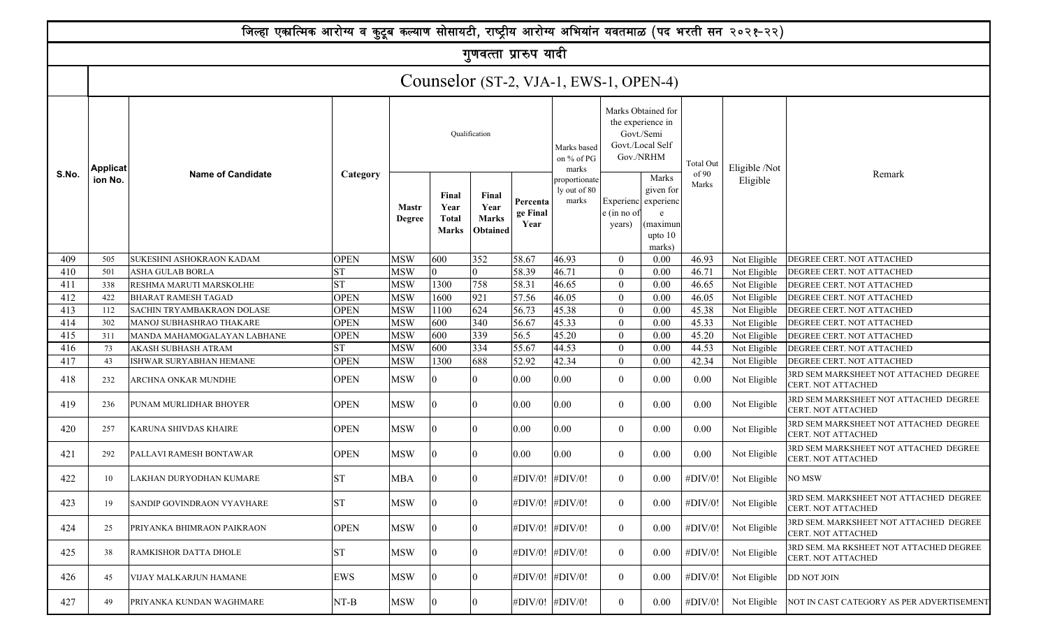# जिल्हा एकात्मिक आरोग्य व कुटूब कल्याण सोसायटी, राष्ट्रीय आरोग्य अभियांन यवतमाळ (पद भरती सन २०२१-२२)

## गुणवत्ता प्रारुप यादी

### Counselor (ST-2, VJA-1, EWS-1, OPEN-4)

| S.No. | Application No. | Name of Candidate | Category | Qualification | | | | Marks based on % of PG marks proportionately out of 80 marks | Marks Obtained for the experience in Govt./Semi Govt./Local Self Gov./NRHM | | Total Out of 90 Marks | Eligible /Not Eligible | Remark |
|---|---|---|---|---|---|---|---|---|---|---|---|---|---|
| | | | | Mastr Degree | Final Year Total Marks | Final Year Marks Obtained | Percentage Final Year | | Experience (in no of years) | Marks given for experience (maximun upto 10 marks) | | | |
| 409 | 505 | SUKESHNI ASHOKRAON KADAM | OPEN | MSW | 600 | 352 | 58.67 | 46.93 | 0 | 0.00 | 46.93 | Not Eligible | DEGREE CERT. NOT ATTACHED |
| 410 | 501 | ASHA GULAB BORLA | ST | MSW | 0 | 0 | 58.39 | 46.71 | 0 | 0.00 | 46.71 | Not Eligible | DEGREE CERT. NOT ATTACHED |
| 411 | 338 | RESHMA MARUTI MARSKOLHE | ST | MSW | 1300 | 758 | 58.31 | 46.65 | 0 | 0.00 | 46.65 | Not Eligible | DEGREE CERT. NOT ATTACHED |
| 412 | 422 | BHARAT RAMESH TAGAD | OPEN | MSW | 1600 | 921 | 57.56 | 46.05 | 0 | 0.00 | 46.05 | Not Eligible | DEGREE CERT. NOT ATTACHED |
| 413 | 112 | SACHIN TRYAMBAKRAON DOLASE | OPEN | MSW | 1100 | 624 | 56.73 | 45.38 | 0 | 0.00 | 45.38 | Not Eligible | DEGREE CERT. NOT ATTACHED |
| 414 | 302 | MANOJ SUBHASHRAO THAKARE | OPEN | MSW | 600 | 340 | 56.67 | 45.33 | 0 | 0.00 | 45.33 | Not Eligible | DEGREE CERT. NOT ATTACHED |
| 415 | 311 | MANDA MAHAMOGALAYAN LABHANE | OPEN | MSW | 600 | 339 | 56.5 | 45.20 | 0 | 0.00 | 45.20 | Not Eligible | DEGREE CERT. NOT ATTACHED |
| 416 | 73 | AKASH SUBHASH ATRAM | ST | MSW | 600 | 334 | 55.67 | 44.53 | 0 | 0.00 | 44.53 | Not Eligible | DEGREE CERT. NOT ATTACHED |
| 417 | 43 | ISHWAR SURYABHAN HEMANE | OPEN | MSW | 1300 | 688 | 52.92 | 42.34 | 0 | 0.00 | 42.34 | Not Eligible | DEGREE CERT. NOT ATTACHED |
| 418 | 232 | ARCHNA ONKAR MUNDHE | OPEN | MSW | 0 | 0 | 0.00 | 0.00 | 0 | 0.00 | 0.00 | Not Eligible | 3RD SEM MARKSHEET NOT ATTACHED DEGREE CERT. NOT ATTACHED |
| 419 | 236 | PUNAM MURLIDHAR BHOYER | OPEN | MSW | 0 | 0 | 0.00 | 0.00 | 0 | 0.00 | 0.00 | Not Eligible | 3RD SEM MARKSHEET NOT ATTACHED DEGREE CERT. NOT ATTACHED |
| 420 | 257 | KARUNA SHIVDAS KHAIRE | OPEN | MSW | 0 | 0 | 0.00 | 0.00 | 0 | 0.00 | 0.00 | Not Eligible | 3RD SEM MARKSHEET NOT ATTACHED DEGREE CERT. NOT ATTACHED |
| 421 | 292 | PALLAVI RAMESH BONTAWAR | OPEN | MSW | 0 | 0 | 0.00 | 0.00 | 0 | 0.00 | 0.00 | Not Eligible | 3RD SEM MARKSHEET NOT ATTACHED DEGREE CERT. NOT ATTACHED |
| 422 | 10 | LAKHAN DURYODHAN KUMARE | ST | MBA | 0 | 0 | #DIV/0! | #DIV/0! | 0 | 0.00 | #DIV/0! | Not Eligible | NO MSW |
| 423 | 19 | SANDIP GOVINDRAON VYAVHARE | ST | MSW | 0 | 0 | #DIV/0! | #DIV/0! | 0 | 0.00 | #DIV/0! | Not Eligible | 3RD SEM. MARKSHEET NOT ATTACHED DEGREE CERT. NOT ATTACHED |
| 424 | 25 | PRIYANKA BHIMRAON PAIKRAON | OPEN | MSW | 0 | 0 | #DIV/0! | #DIV/0! | 0 | 0.00 | #DIV/0! | Not Eligible | 3RD SEM. MARKSHEET NOT ATTACHED DEGREE CERT. NOT ATTACHED |
| 425 | 38 | RAMKISHOR DATTA DHOLE | ST | MSW | 0 | 0 | #DIV/0! | #DIV/0! | 0 | 0.00 | #DIV/0! | Not Eligible | 3RD SEM. MA RKSHEET NOT ATTACHED DEGREE CERT. NOT ATTACHED |
| 426 | 45 | VIJAY MALKARJUN HAMANE | EWS | MSW | 0 | 0 | #DIV/0! | #DIV/0! | 0 | 0.00 | #DIV/0! | Not Eligible | DD NOT JOIN |
| 427 | 49 | PRIYANKA KUNDAN WAGHMARE | NT-B | MSW | 0 | 0 | #DIV/0! | #DIV/0! | 0 | 0.00 | #DIV/0! | Not Eligible | NOT IN CAST CATEGORY AS PER ADVERTISEMENT |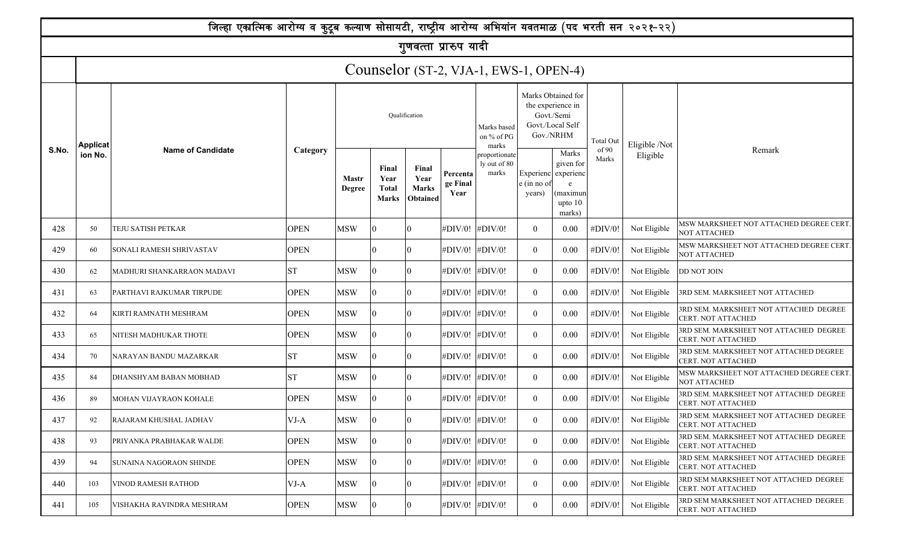# जिल्हा एकात्मिक आरोग्य व कुटूब कल्याण सोसायटी, राष्ट्रीय आरोग्य अभियांन यवतमाळ (पद भरती सन २०२१-२२)

## गुणवत्ता प्रारुप यादी

## Counselor (ST-2, VJA-1, EWS-1, OPEN-4)

| S.No. | Application No. | Name of Candidate | Category | Qualification | | | | Marks based on % of PG marks proportionately out of 80 marks | Marks Obtained for the experience in Govt./Semi Govt./Local Self Gov./NRHM | | Total Out of 90 Marks | Eligible /Not Eligible | Remark |
|---|---|---|---|---|---|---|---|---|---|---|---|---|---|
| | | | | Mastr Degree | Final Year Total Marks | Final Year Marks Obtained | Percentage Final Year | | Experience (in no of years) | Marks given for experience (maximun upto 10 marks) | | | |
| 428 | 50 | TEJU SATISH PETKAR | OPEN | MSW | 0 | 0 | #DIV/0! | #DIV/0! | 0 | 0.00 | #DIV/0! | Not Eligible | MSW MARKSHEET NOT ATTACHED DEGREE CERT. NOT ATTACHED |
| 429 | 60 | SONALI RAMESH SHRIVASTAV | OPEN | | 0 | 0 | #DIV/0! | #DIV/0! | 0 | 0.00 | #DIV/0! | Not Eligible | MSW MARKSHEET NOT ATTACHED DEGREE CERT. NOT ATTACHED |
| 430 | 62 | MADHURI SHANKARRAON MADAVI | ST | MSW | 0 | 0 | #DIV/0! | #DIV/0! | 0 | 0.00 | #DIV/0! | Not Eligible | DD NOT JOIN |
| 431 | 63 | PARTHAVI RAJKUMAR TIRPUDE | OPEN | MSW | 0 | 0 | #DIV/0! | #DIV/0! | 0 | 0.00 | #DIV/0! | Not Eligible | 3RD SEM. MARKSHEET NOT ATTACHED |
| 432 | 64 | KIRTI RAMNATH MESHRAM | OPEN | MSW | 0 | 0 | #DIV/0! | #DIV/0! | 0 | 0.00 | #DIV/0! | Not Eligible | 3RD SEM. MARKSHEET NOT ATTACHED DEGREE CERT. NOT ATTACHED |
| 433 | 65 | NITESH MADHUKAR THOTE | OPEN | MSW | 0 | 0 | #DIV/0! | #DIV/0! | 0 | 0.00 | #DIV/0! | Not Eligible | 3RD SEM. MARKSHEET NOT ATTACHED DEGREE CERT. NOT ATTACHED |
| 434 | 70 | NARAYAN BANDU MAZARKAR | ST | MSW | 0 | 0 | #DIV/0! | #DIV/0! | 0 | 0.00 | #DIV/0! | Not Eligible | 3RD SEM. MARKSHEET NOT ATTACHED DEGREE CERT. NOT ATTACHED |
| 435 | 84 | DHANSHYAM BABAN MOBHAD | ST | MSW | 0 | 0 | #DIV/0! | #DIV/0! | 0 | 0.00 | #DIV/0! | Not Eligible | MSW MARKSHEET NOT ATTACHED DEGREE CERT. NOT ATTACHED |
| 436 | 89 | MOHAN VIJAYRAON KOHALE | OPEN | MSW | 0 | 0 | #DIV/0! | #DIV/0! | 0 | 0.00 | #DIV/0! | Not Eligible | 3RD SEM. MARKSHEET NOT ATTACHED DEGREE CERT. NOT ATTACHED |
| 437 | 92 | RAJARAM KHUSHAL JADHAV | VJ-A | MSW | 0 | 0 | #DIV/0! | #DIV/0! | 0 | 0.00 | #DIV/0! | Not Eligible | 3RD SEM. MARKSHEET NOT ATTACHED DEGREE CERT. NOT ATTACHED |
| 438 | 93 | PRIYANKA PRABHAKAR WALDE | OPEN | MSW | 0 | 0 | #DIV/0! | #DIV/0! | 0 | 0.00 | #DIV/0! | Not Eligible | 3RD SEM. MARKSHEET NOT ATTACHED DEGREE CERT. NOT ATTACHED |
| 439 | 94 | SUNAINA NAGORAON SHINDE | OPEN | MSW | 0 | 0 | #DIV/0! | #DIV/0! | 0 | 0.00 | #DIV/0! | Not Eligible | 3RD SEM. MARKSHEET NOT ATTACHED DEGREE CERT. NOT ATTACHED |
| 440 | 103 | VINOD RAMESH RATHOD | VJ-A | MSW | 0 | 0 | #DIV/0! | #DIV/0! | 0 | 0.00 | #DIV/0! | Not Eligible | 3RD SEM MARKSHEET NOT ATTACHED DEGREE CERT. NOT ATTACHED |
| 441 | 105 | VISHAKHA RAVINDRA MESHRAM | OPEN | MSW | 0 | 0 | #DIV/0! | #DIV/0! | 0 | 0.00 | #DIV/0! | Not Eligible | 3RD SEM MARKSHEET NOT ATTACHED DEGREE CERT. NOT ATTACHED |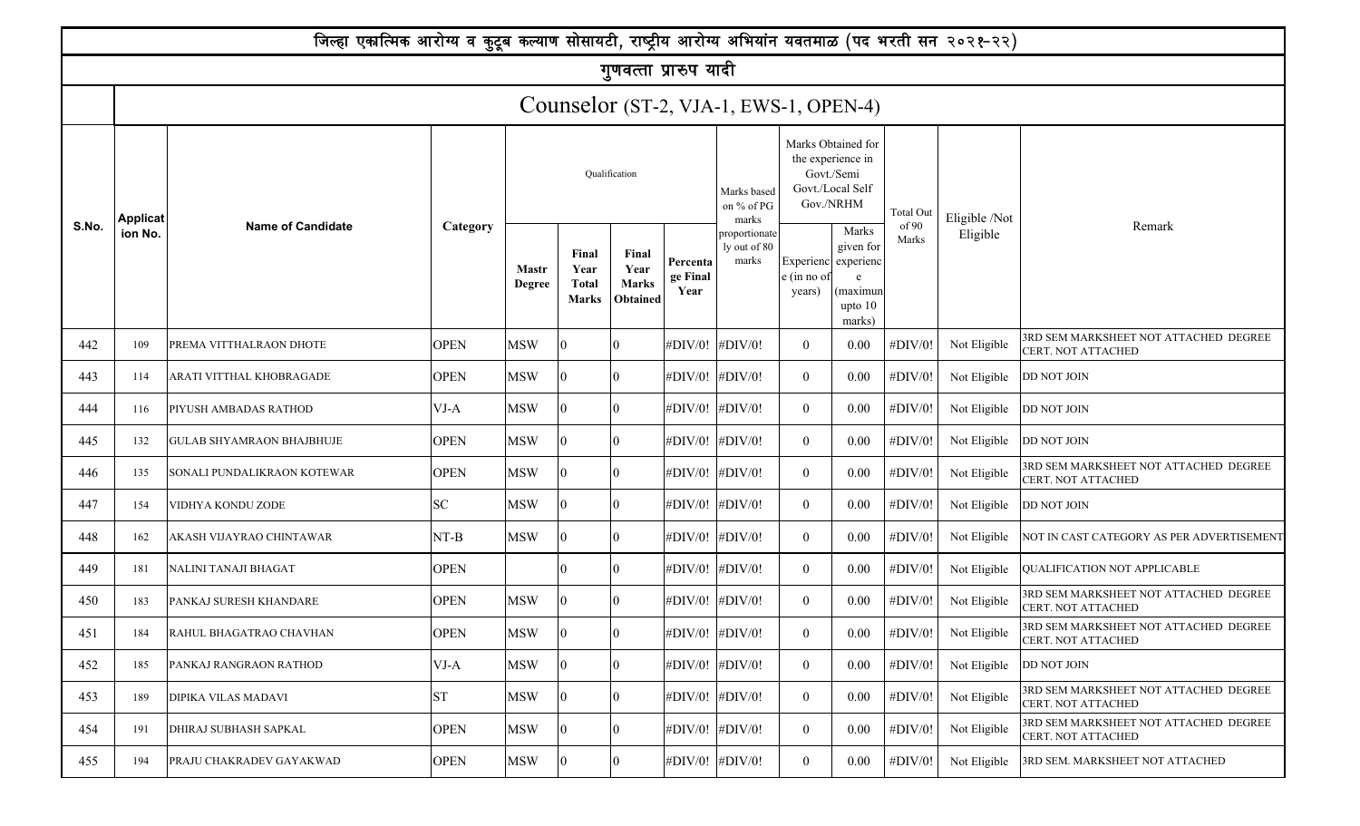# जिल्हा एकात्मिक आरोग्य व कुटूब कल्याण सोसायटी, राष्ट्रीय आरोग्य अभियांन यवतमाळ (पद भरती सन २०२१-२२)

## गुणवत्ता प्रारुप यादी

### Counselor (ST-2, VJA-1, EWS-1, OPEN-4)

| S.No. | Application No. | Name of Candidate | Category | Qualification | | | | Marks based on % of PG marks | Marks Obtained for the experience in Govt./Semi Govt./Local Self Gov./NRHM | | Total Out of 90 Marks | Eligible /Not Eligible | Remark |
|---|---|---|---|---|---|---|---|---|---|---|---|---|---|
| | | | | Mastr Degree | Final Year Total Marks | Final Year Marks Obtained | Percentage Final Year | proportionately out of 80 marks | Experience (in no of years) | Marks given for experience (maximun upto 10 marks) | | | |
| 442 | 109 | PREMA VITTHALRAON DHOTE | OPEN | MSW | 0 | 0 | #DIV/0! | #DIV/0! | 0 | 0.00 | #DIV/0! | Not Eligible | 3RD SEM MARKSHEET NOT ATTACHED DEGREE CERT. NOT ATTACHED |
| 443 | 114 | ARATI VITTHAL KHOBRAGADE | OPEN | MSW | 0 | 0 | #DIV/0! | #DIV/0! | 0 | 0.00 | #DIV/0! | Not Eligible | DD NOT JOIN |
| 444 | 116 | PIYUSH AMBADAS RATHOD | VJ-A | MSW | 0 | 0 | #DIV/0! | #DIV/0! | 0 | 0.00 | #DIV/0! | Not Eligible | DD NOT JOIN |
| 445 | 132 | GULAB SHYAMRAON BHAJBHUJE | OPEN | MSW | 0 | 0 | #DIV/0! | #DIV/0! | 0 | 0.00 | #DIV/0! | Not Eligible | DD NOT JOIN |
| 446 | 135 | SONALI PUNDALIKRAON KOTEWAR | OPEN | MSW | 0 | 0 | #DIV/0! | #DIV/0! | 0 | 0.00 | #DIV/0! | Not Eligible | 3RD SEM MARKSHEET NOT ATTACHED DEGREE CERT. NOT ATTACHED |
| 447 | 154 | VIDHYA KONDU ZODE | SC | MSW | 0 | 0 | #DIV/0! | #DIV/0! | 0 | 0.00 | #DIV/0! | Not Eligible | DD NOT JOIN |
| 448 | 162 | AKASH VIJAYRAO CHINTAWAR | NT-B | MSW | 0 | 0 | #DIV/0! | #DIV/0! | 0 | 0.00 | #DIV/0! | Not Eligible | NOT IN CAST CATEGORY AS PER ADVERTISEMENT |
| 449 | 181 | NALINI TANAJI BHAGAT | OPEN | | 0 | 0 | #DIV/0! | #DIV/0! | 0 | 0.00 | #DIV/0! | Not Eligible | QUALIFICATION NOT APPLICABLE |
| 450 | 183 | PANKAJ SURESH KHANDARE | OPEN | MSW | 0 | 0 | #DIV/0! | #DIV/0! | 0 | 0.00 | #DIV/0! | Not Eligible | 3RD SEM MARKSHEET NOT ATTACHED DEGREE CERT. NOT ATTACHED |
| 451 | 184 | RAHUL BHAGATRAO CHAVHAN | OPEN | MSW | 0 | 0 | #DIV/0! | #DIV/0! | 0 | 0.00 | #DIV/0! | Not Eligible | 3RD SEM MARKSHEET NOT ATTACHED DEGREE CERT. NOT ATTACHED |
| 452 | 185 | PANKAJ RANGRAON RATHOD | VJ-A | MSW | 0 | 0 | #DIV/0! | #DIV/0! | 0 | 0.00 | #DIV/0! | Not Eligible | DD NOT JOIN |
| 453 | 189 | DIPIKA VILAS MADAVI | ST | MSW | 0 | 0 | #DIV/0! | #DIV/0! | 0 | 0.00 | #DIV/0! | Not Eligible | 3RD SEM MARKSHEET NOT ATTACHED DEGREE CERT. NOT ATTACHED |
| 454 | 191 | DHIRAJ SUBHASH SAPKAL | OPEN | MSW | 0 | 0 | #DIV/0! | #DIV/0! | 0 | 0.00 | #DIV/0! | Not Eligible | 3RD SEM MARKSHEET NOT ATTACHED DEGREE CERT. NOT ATTACHED |
| 455 | 194 | PRAJU CHAKRADEV GAYAKWAD | OPEN | MSW | 0 | 0 | #DIV/0! | #DIV/0! | 0 | 0.00 | #DIV/0! | Not Eligible | 3RD SEM. MARKSHEET NOT ATTACHED |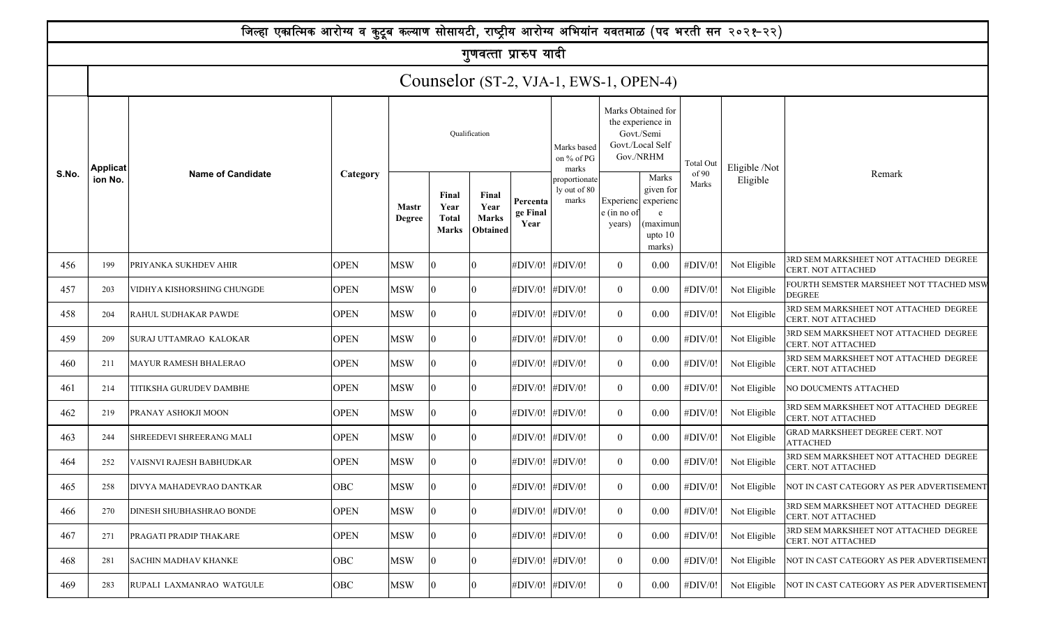# जिल्हा एकात्मिक आरोग्य व कुटूब कल्याण सोसायटी, राष्ट्रीय आरोग्य अभियांन यवतमाळ (पद भरती सन २०२१-२२)

## गुणवत्ता प्रारुप यादी

## Counselor (ST-2, VJA-1, EWS-1, OPEN-4)

| S.No. | Application No. | Name of Candidate | Category | Qualification | | | | Marks based on % of PG marks proportionately out of 80 marks | Marks Obtained for the experience in Govt./Semi Govt./Local Self Gov./NRHM | | Total Out of 90 Marks | Eligible /Not Eligible | Remark |
|---|---|---|---|---|---|---|---|---|---|---|---|---|---|
| | | | | Mastr Degree | Final Year Total Marks | Final Year Marks Obtained | Percentage Final Year | | Experience (in no of years) | Marks given for experience (maximun upto 10 marks) | | | |
| 456 | 199 | PRIYANKA SUKHDEV AHIR | OPEN | MSW | 0 | 0 | #DIV/0! | #DIV/0! | 0 | 0.00 | #DIV/0! | Not Eligible | 3RD SEM MARKSHEET NOT ATTACHED DEGREE CERT. NOT ATTACHED |
| 457 | 203 | VIDHYA KISHORSHING CHUNGDE | OPEN | MSW | 0 | 0 | #DIV/0! | #DIV/0! | 0 | 0.00 | #DIV/0! | Not Eligible | FOURTH SEMSTER MARSHEET NOT TTACHED MSW DEGREE |
| 458 | 204 | RAHUL SUDHAKAR PAWDE | OPEN | MSW | 0 | 0 | #DIV/0! | #DIV/0! | 0 | 0.00 | #DIV/0! | Not Eligible | 3RD SEM MARKSHEET NOT ATTACHED DEGREE CERT. NOT ATTACHED |
| 459 | 209 | SURAJ UTTAMRAO KALOKAR | OPEN | MSW | 0 | 0 | #DIV/0! | #DIV/0! | 0 | 0.00 | #DIV/0! | Not Eligible | 3RD SEM MARKSHEET NOT ATTACHED DEGREE CERT. NOT ATTACHED |
| 460 | 211 | MAYUR RAMESH BHALERAO | OPEN | MSW | 0 | 0 | #DIV/0! | #DIV/0! | 0 | 0.00 | #DIV/0! | Not Eligible | 3RD SEM MARKSHEET NOT ATTACHED DEGREE CERT. NOT ATTACHED |
| 461 | 214 | TITIKSHA GURUDEV DAMBHE | OPEN | MSW | 0 | 0 | #DIV/0! | #DIV/0! | 0 | 0.00 | #DIV/0! | Not Eligible | NO DOUCMENTS ATTACHED |
| 462 | 219 | PRANAY ASHOKJI MOON | OPEN | MSW | 0 | 0 | #DIV/0! | #DIV/0! | 0 | 0.00 | #DIV/0! | Not Eligible | 3RD SEM MARKSHEET NOT ATTACHED DEGREE CERT. NOT ATTACHED |
| 463 | 244 | SHREEDEVI SHREERANG MALI | OPEN | MSW | 0 | 0 | #DIV/0! | #DIV/0! | 0 | 0.00 | #DIV/0! | Not Eligible | GRAD MARKSHEET DEGREE CERT. NOT ATTACHED |
| 464 | 252 | VAISNVI RAJESH BABHUDKAR | OPEN | MSW | 0 | 0 | #DIV/0! | #DIV/0! | 0 | 0.00 | #DIV/0! | Not Eligible | 3RD SEM MARKSHEET NOT ATTACHED DEGREE CERT. NOT ATTACHED |
| 465 | 258 | DIVYA MAHADEVRAO DANTKAR | OBC | MSW | 0 | 0 | #DIV/0! | #DIV/0! | 0 | 0.00 | #DIV/0! | Not Eligible | NOT IN CAST CATEGORY AS PER ADVERTISEMENT |
| 466 | 270 | DINESH SHUBHASHRAO BONDE | OPEN | MSW | 0 | 0 | #DIV/0! | #DIV/0! | 0 | 0.00 | #DIV/0! | Not Eligible | 3RD SEM MARKSHEET NOT ATTACHED DEGREE CERT. NOT ATTACHED |
| 467 | 271 | PRAGATI PRADIP THAKARE | OPEN | MSW | 0 | 0 | #DIV/0! | #DIV/0! | 0 | 0.00 | #DIV/0! | Not Eligible | 3RD SEM MARKSHEET NOT ATTACHED DEGREE CERT. NOT ATTACHED |
| 468 | 281 | SACHIN MADHAV KHANKE | OBC | MSW | 0 | 0 | #DIV/0! | #DIV/0! | 0 | 0.00 | #DIV/0! | Not Eligible | NOT IN CAST CATEGORY AS PER ADVERTISEMENT |
| 469 | 283 | RUPALI LAXMANRAO WATGULE | OBC | MSW | 0 | 0 | #DIV/0! | #DIV/0! | 0 | 0.00 | #DIV/0! | Not Eligible | NOT IN CAST CATEGORY AS PER ADVERTISEMENT |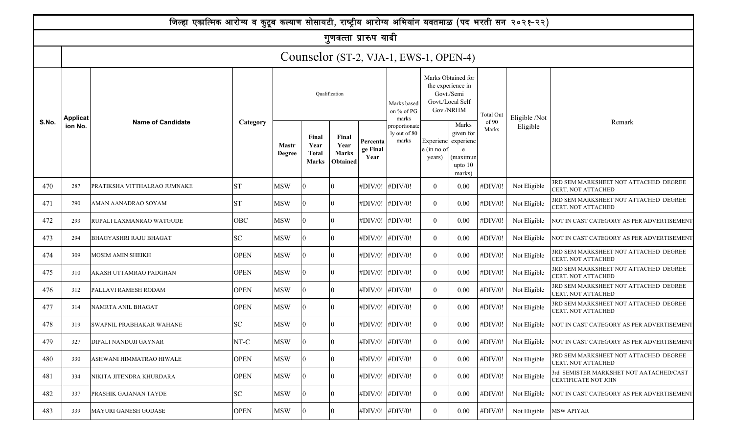# जिल्हा एकात्मिक आरोग्य व कुटूब कल्याण सोसायटी, राष्ट्रीय आरोग्य अभियांन यवतमाळ (पद भरती सन २०२१-२२)

## गुणवत्ता प्रारुप यादी

## Counselor (ST-2, VJA-1, EWS-1, OPEN-4)

| S.No. | Application No. | Name of Candidate | Category | Qualification | | | | Marks based on % of PG marks proportionately out of 80 marks | Marks Obtained for the experience in Govt./Semi Govt./Local Self Gov./NRHM | | Total Out of 90 Marks | Eligible /Not Eligible | Remark |
|---|---|---|---|---|---|---|---|---|---|---|---|---|---|
| | | | | Mastr Degree | Final Year Total Marks | Final Year Marks Obtained | Percentage Final Year | | Experience (in no of years) | Marks given for experience (maximun upto 10 marks) | | | |
| 470 | 287 | PRATIKSHA VITTHALRAO JUMNAKE | ST | MSW | 0 | 0 | #DIV/0! | #DIV/0! | 0 | 0.00 | #DIV/0! | Not Eligible | 3RD SEM MARKSHEET NOT ATTACHED DEGREE CERT. NOT ATTACHED |
| 471 | 290 | AMAN AANADRAO SOYAM | ST | MSW | 0 | 0 | #DIV/0! | #DIV/0! | 0 | 0.00 | #DIV/0! | Not Eligible | 3RD SEM MARKSHEET NOT ATTACHED DEGREE CERT. NOT ATTACHED |
| 472 | 293 | RUPALI LAXMANRAO WATGUDE | OBC | MSW | 0 | 0 | #DIV/0! | #DIV/0! | 0 | 0.00 | #DIV/0! | Not Eligible | NOT IN CAST CATEGORY AS PER ADVERTISEMENT |
| 473 | 294 | BHAGYASHRI RAJU BHAGAT | SC | MSW | 0 | 0 | #DIV/0! | #DIV/0! | 0 | 0.00 | #DIV/0! | Not Eligible | NOT IN CAST CATEGORY AS PER ADVERTISEMENT |
| 474 | 309 | MOSIM AMIN SHEIKH | OPEN | MSW | 0 | 0 | #DIV/0! | #DIV/0! | 0 | 0.00 | #DIV/0! | Not Eligible | 3RD SEM MARKSHEET NOT ATTACHED DEGREE CERT. NOT ATTACHED |
| 475 | 310 | AKASH UTTAMRAO PADGHAN | OPEN | MSW | 0 | 0 | #DIV/0! | #DIV/0! | 0 | 0.00 | #DIV/0! | Not Eligible | 3RD SEM MARKSHEET NOT ATTACHED DEGREE CERT. NOT ATTACHED |
| 476 | 312 | PALLAVI RAMESH RODAM | OPEN | MSW | 0 | 0 | #DIV/0! | #DIV/0! | 0 | 0.00 | #DIV/0! | Not Eligible | 3RD SEM MARKSHEET NOT ATTACHED DEGREE CERT. NOT ATTACHED |
| 477 | 314 | NAMRTA ANIL BHAGAT | OPEN | MSW | 0 | 0 | #DIV/0! | #DIV/0! | 0 | 0.00 | #DIV/0! | Not Eligible | 3RD SEM MARKSHEET NOT ATTACHED DEGREE CERT. NOT ATTACHED |
| 478 | 319 | SWAPNIL PRABHAKAR WAHANE | SC | MSW | 0 | 0 | #DIV/0! | #DIV/0! | 0 | 0.00 | #DIV/0! | Not Eligible | NOT IN CAST CATEGORY AS PER ADVERTISEMENT |
| 479 | 327 | DIPALI NANDUJI GAYNAR | NT-C | MSW | 0 | 0 | #DIV/0! | #DIV/0! | 0 | 0.00 | #DIV/0! | Not Eligible | NOT IN CAST CATEGORY AS PER ADVERTISEMENT |
| 480 | 330 | ASHWANI HIMMATRAO HIWALE | OPEN | MSW | 0 | 0 | #DIV/0! | #DIV/0! | 0 | 0.00 | #DIV/0! | Not Eligible | 3RD SEM MARKSHEET NOT ATTACHED DEGREE CERT. NOT ATTACHED |
| 481 | 334 | NIKITA JITENDRA KHURDARA | OPEN | MSW | 0 | 0 | #DIV/0! | #DIV/0! | 0 | 0.00 | #DIV/0! | Not Eligible | 3rd SEMISTER MARKSHET NOT AATACHED/CAST CERTIFICATE NOT JOIN |
| 482 | 337 | PRASHIK GAJANAN TAYDE | SC | MSW | 0 | 0 | #DIV/0! | #DIV/0! | 0 | 0.00 | #DIV/0! | Not Eligible | NOT IN CAST CATEGORY AS PER ADVERTISEMENT |
| 483 | 339 | MAYURI GANESH GODASE | OPEN | MSW | 0 | 0 | #DIV/0! | #DIV/0! | 0 | 0.00 | #DIV/0! | Not Eligible | MSW APIYAR |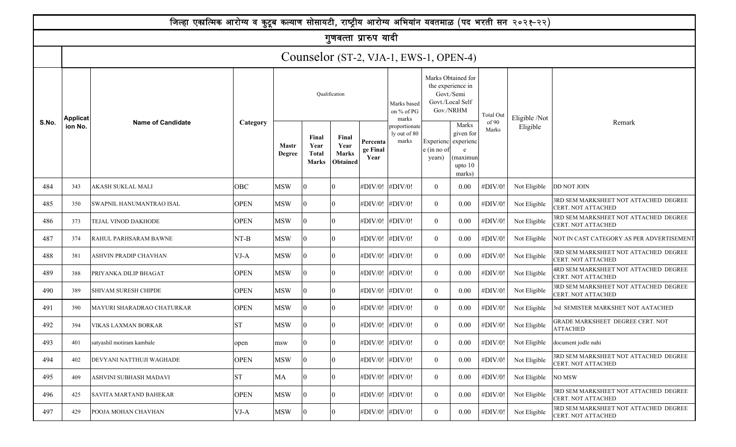# जिल्हा एकात्मिक आरोग्य व कुटूब कल्याण सोसायटी, राष्ट्रीय आरोग्य अभियांन यवतमाळ (पद भरती सन २०२१-२२)

## गुणवत्ता प्रारुप यादी

### Counselor (ST-2, VJA-1, EWS-1, OPEN-4)

| S.No. | Application No. | Name of Candidate | Category | Qualification | | | | Marks based on % of PG marks proportionately out of 80 marks | Marks Obtained for the experience in Govt./Semi Govt./Local Self Gov./NRHM | | Total Out of 90 Marks | Eligible /Not Eligible | Remark |
|---|---|---|---|---|---|---|---|---|---|---|---|---|---|
| | | | | Mastr Degree | Final Year Total Marks | Final Year Marks Obtained | Percentage Final Year | | Experience (in no of years) | Marks given for experience (maximun upto 10 marks) | | | |
| 484 | 343 | AKASH SUKLAL MALI | OBC | MSW | 0 | 0 | #DIV/0! | #DIV/0! | 0 | 0.00 | #DIV/0! | Not Eligible | DD NOT JOIN |
| 485 | 350 | SWAPNIL HANUMANTRAO ISAL | OPEN | MSW | 0 | 0 | #DIV/0! | #DIV/0! | 0 | 0.00 | #DIV/0! | Not Eligible | 3RD SEM MARKSHEET NOT ATTACHED DEGREE CERT. NOT ATTACHED |
| 486 | 373 | TEJAL VINOD DAKHODE | OPEN | MSW | 0 | 0 | #DIV/0! | #DIV/0! | 0 | 0.00 | #DIV/0! | Not Eligible | 3RD SEM MARKSHEET NOT ATTACHED DEGREE CERT. NOT ATTACHED |
| 487 | 374 | RAHUL PARHSARAM BAWNE | NT-B | MSW | 0 | 0 | #DIV/0! | #DIV/0! | 0 | 0.00 | #DIV/0! | Not Eligible | NOT IN CAST CATEGORY AS PER ADVERTISEMENT |
| 488 | 381 | ASHVIN PRADIP CHAVHAN | VJ-A | MSW | 0 | 0 | #DIV/0! | #DIV/0! | 0 | 0.00 | #DIV/0! | Not Eligible | 3RD SEM MARKSHEET NOT ATTACHED DEGREE CERT. NOT ATTACHED |
| 489 | 388 | PRIYANKA DILIP BHAGAT | OPEN | MSW | 0 | 0 | #DIV/0! | #DIV/0! | 0 | 0.00 | #DIV/0! | Not Eligible | 4RD SEM MARKSHEET NOT ATTACHED DEGREE CERT. NOT ATTACHED |
| 490 | 389 | SHIVAM SURESH CHIPDE | OPEN | MSW | 0 | 0 | #DIV/0! | #DIV/0! | 0 | 0.00 | #DIV/0! | Not Eligible | 3RD SEM MARKSHEET NOT ATTACHED DEGREE CERT. NOT ATTACHED |
| 491 | 390 | MAYURI SHARADRAO CHATURKAR | OPEN | MSW | 0 | 0 | #DIV/0! | #DIV/0! | 0 | 0.00 | #DIV/0! | Not Eligible | 3rd SEMISTER MARKSHET NOT AATACHED |
| 492 | 394 | VIKAS LAXMAN BORKAR | ST | MSW | 0 | 0 | #DIV/0! | #DIV/0! | 0 | 0.00 | #DIV/0! | Not Eligible | GRADE MARKSHEET DEGREE CERT. NOT ATTACHED |
| 493 | 401 | satyashil motiram kambale | open | msw | 0 | 0 | #DIV/0! | #DIV/0! | 0 | 0.00 | #DIV/0! | Not Eligible | document jodle nahi |
| 494 | 402 | DEVYANI NATTHUJI WAGHADE | OPEN | MSW | 0 | 0 | #DIV/0! | #DIV/0! | 0 | 0.00 | #DIV/0! | Not Eligible | 3RD SEM MARKSHEET NOT ATTACHED DEGREE CERT. NOT ATTACHED |
| 495 | 409 | ASHVINI SUBHASH MADAVI | ST | MA | 0 | 0 | #DIV/0! | #DIV/0! | 0 | 0.00 | #DIV/0! | Not Eligible | NO MSW |
| 496 | 425 | SAVITA MARTAND BAHEKAR | OPEN | MSW | 0 | 0 | #DIV/0! | #DIV/0! | 0 | 0.00 | #DIV/0! | Not Eligible | 3RD SEM MARKSHEET NOT ATTACHED DEGREE CERT. NOT ATTACHED |
| 497 | 429 | POOJA MOHAN CHAVHAN | VJ-A | MSW | 0 | 0 | #DIV/0! | #DIV/0! | 0 | 0.00 | #DIV/0! | Not Eligible | 3RD SEM MARKSHEET NOT ATTACHED DEGREE CERT. NOT ATTACHED |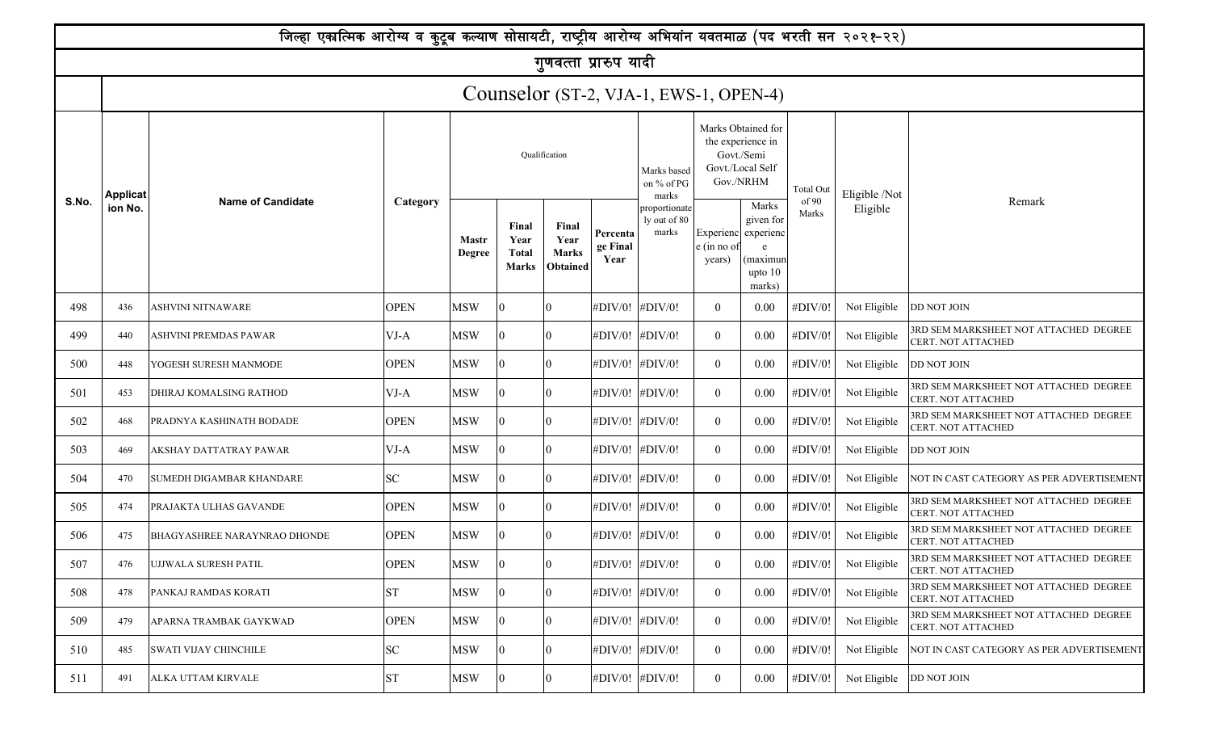# जिल्हा एकात्मिक आरोग्य व कुटूब कल्याण सोसायटी, राष्ट्रीय आरोग्य अभियांन यवतमाळ (पद भरती सन २०२१-२२)

## गुणवत्ता प्रारुप यादी

### Counselor (ST-2, VJA-1, EWS-1, OPEN-4)

| S.No. | Application No. | Name of Candidate | Category | Qualification | | | | Marks based on % of PG marks proportionately out of 80 marks | Marks Obtained for the experience in Govt./Semi Govt./Local Self Gov./NRHM | | Total Out of 90 Marks | Eligible /Not Eligible | Remark |
|---|---|---|---|---|---|---|---|---|---|---|---|---|---|
| | | | | Mastr Degree | Final Year Total Marks | Final Year Marks Obtained | Percentage Final Year | | Experience (in no of years) | Marks given for experience (maximun upto 10 marks) | | | |
| 498 | 436 | ASHVINI NITNAWARE | OPEN | MSW | 0 | 0 | #DIV/0! | #DIV/0! | 0 | 0.00 | #DIV/0! | Not Eligible | DD NOT JOIN |
| 499 | 440 | ASHVINI PREMDAS PAWAR | VJ-A | MSW | 0 | 0 | #DIV/0! | #DIV/0! | 0 | 0.00 | #DIV/0! | Not Eligible | 3RD SEM MARKSHEET NOT ATTACHED DEGREE CERT. NOT ATTACHED |
| 500 | 448 | YOGESH SURESH MANMODE | OPEN | MSW | 0 | 0 | #DIV/0! | #DIV/0! | 0 | 0.00 | #DIV/0! | Not Eligible | DD NOT JOIN |
| 501 | 453 | DHIRAJ KOMALSING RATHOD | VJ-A | MSW | 0 | 0 | #DIV/0! | #DIV/0! | 0 | 0.00 | #DIV/0! | Not Eligible | 3RD SEM MARKSHEET NOT ATTACHED DEGREE CERT. NOT ATTACHED |
| 502 | 468 | PRADNYA KASHINATH BODADE | OPEN | MSW | 0 | 0 | #DIV/0! | #DIV/0! | 0 | 0.00 | #DIV/0! | Not Eligible | 3RD SEM MARKSHEET NOT ATTACHED DEGREE CERT. NOT ATTACHED |
| 503 | 469 | AKSHAY DATTATRAY PAWAR | VJ-A | MSW | 0 | 0 | #DIV/0! | #DIV/0! | 0 | 0.00 | #DIV/0! | Not Eligible | DD NOT JOIN |
| 504 | 470 | SUMEDH DIGAMBAR KHANDARE | SC | MSW | 0 | 0 | #DIV/0! | #DIV/0! | 0 | 0.00 | #DIV/0! | Not Eligible | NOT IN CAST CATEGORY AS PER ADVERTISEMENT |
| 505 | 474 | PRAJAKTA ULHAS GAVANDE | OPEN | MSW | 0 | 0 | #DIV/0! | #DIV/0! | 0 | 0.00 | #DIV/0! | Not Eligible | 3RD SEM MARKSHEET NOT ATTACHED DEGREE CERT. NOT ATTACHED |
| 506 | 475 | BHAGYASHREE NARAYNRAO DHONDE | OPEN | MSW | 0 | 0 | #DIV/0! | #DIV/0! | 0 | 0.00 | #DIV/0! | Not Eligible | 3RD SEM MARKSHEET NOT ATTACHED DEGREE CERT. NOT ATTACHED |
| 507 | 476 | UJJWALA SURESH PATIL | OPEN | MSW | 0 | 0 | #DIV/0! | #DIV/0! | 0 | 0.00 | #DIV/0! | Not Eligible | 3RD SEM MARKSHEET NOT ATTACHED DEGREE CERT. NOT ATTACHED |
| 508 | 478 | PANKAJ RAMDAS KORATI | ST | MSW | 0 | 0 | #DIV/0! | #DIV/0! | 0 | 0.00 | #DIV/0! | Not Eligible | 3RD SEM MARKSHEET NOT ATTACHED DEGREE CERT. NOT ATTACHED |
| 509 | 479 | APARNA TRAMBAK GAYKWAD | OPEN | MSW | 0 | 0 | #DIV/0! | #DIV/0! | 0 | 0.00 | #DIV/0! | Not Eligible | 3RD SEM MARKSHEET NOT ATTACHED DEGREE CERT. NOT ATTACHED |
| 510 | 485 | SWATI VIJAY CHINCHILE | SC | MSW | 0 | 0 | #DIV/0! | #DIV/0! | 0 | 0.00 | #DIV/0! | Not Eligible | NOT IN CAST CATEGORY AS PER ADVERTISEMENT |
| 511 | 491 | ALKA UTTAM KIRVALE | ST | MSW | 0 | 0 | #DIV/0! | #DIV/0! | 0 | 0.00 | #DIV/0! | Not Eligible | DD NOT JOIN |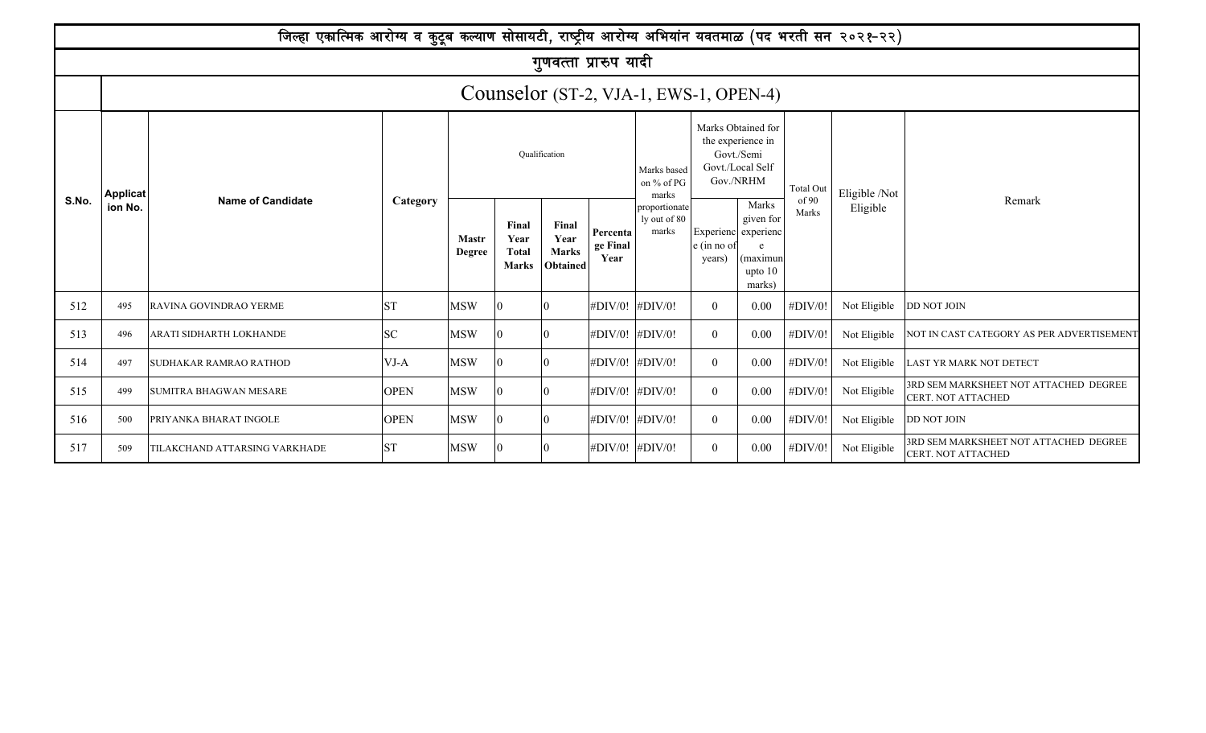# जिल्हा एकात्मिक आरोग्य व कुटूब कल्याण सोसायटी, राष्ट्रीय आरोग्य अभियांन यवतमाळ (पद भरती सन २०२१-२२)

## गुणवत्ता प्रारुप यादी

### Counselor (ST-2, VJA-1, EWS-1, OPEN-4)

| S.No. | Application No. | Name of Candidate | Category | Qualification | | | | Marks based on % of PG marks proportionately out of 80 marks | Marks Obtained for the experience in Govt./Semi Govt./Local Self Gov./NRHM | | Total Out of 90 Marks | Eligible /Not Eligible | Remark |
|---|---|---|---|---|---|---|---|---|---|---|---|---|---|
| | | | | Mastr Degree | Final Year Total Marks | Final Year Marks Obtained | Percentage Final Year | | Experience (in no of years) | Marks given for experience (maximun upto 10 marks) | | | |
| 512 | 495 | RAVINA GOVINDRAO YERME | ST | MSW | 0 | 0 | #DIV/0! | #DIV/0! | 0 | 0.00 | #DIV/0! | Not Eligible | DD NOT JOIN |
| 513 | 496 | ARATI SIDHARTH LOKHANDE | SC | MSW | 0 | 0 | #DIV/0! | #DIV/0! | 0 | 0.00 | #DIV/0! | Not Eligible | NOT IN CAST CATEGORY AS PER ADVERTISEMENT |
| 514 | 497 | SUDHAKAR RAMRAO RATHOD | VJ-A | MSW | 0 | 0 | #DIV/0! | #DIV/0! | 0 | 0.00 | #DIV/0! | Not Eligible | LAST YR MARK NOT DETECT |
| 515 | 499 | SUMITRA BHAGWAN MESARE | OPEN | MSW | 0 | 0 | #DIV/0! | #DIV/0! | 0 | 0.00 | #DIV/0! | Not Eligible | 3RD SEM MARKSHEET NOT ATTACHED DEGREE CERT. NOT ATTACHED |
| 516 | 500 | PRIYANKA BHARAT INGOLE | OPEN | MSW | 0 | 0 | #DIV/0! | #DIV/0! | 0 | 0.00 | #DIV/0! | Not Eligible | DD NOT JOIN |
| 517 | 509 | TILAKCHAND ATTARSING VARKHADE | ST | MSW | 0 | 0 | #DIV/0! | #DIV/0! | 0 | 0.00 | #DIV/0! | Not Eligible | 3RD SEM MARKSHEET NOT ATTACHED DEGREE CERT. NOT ATTACHED |